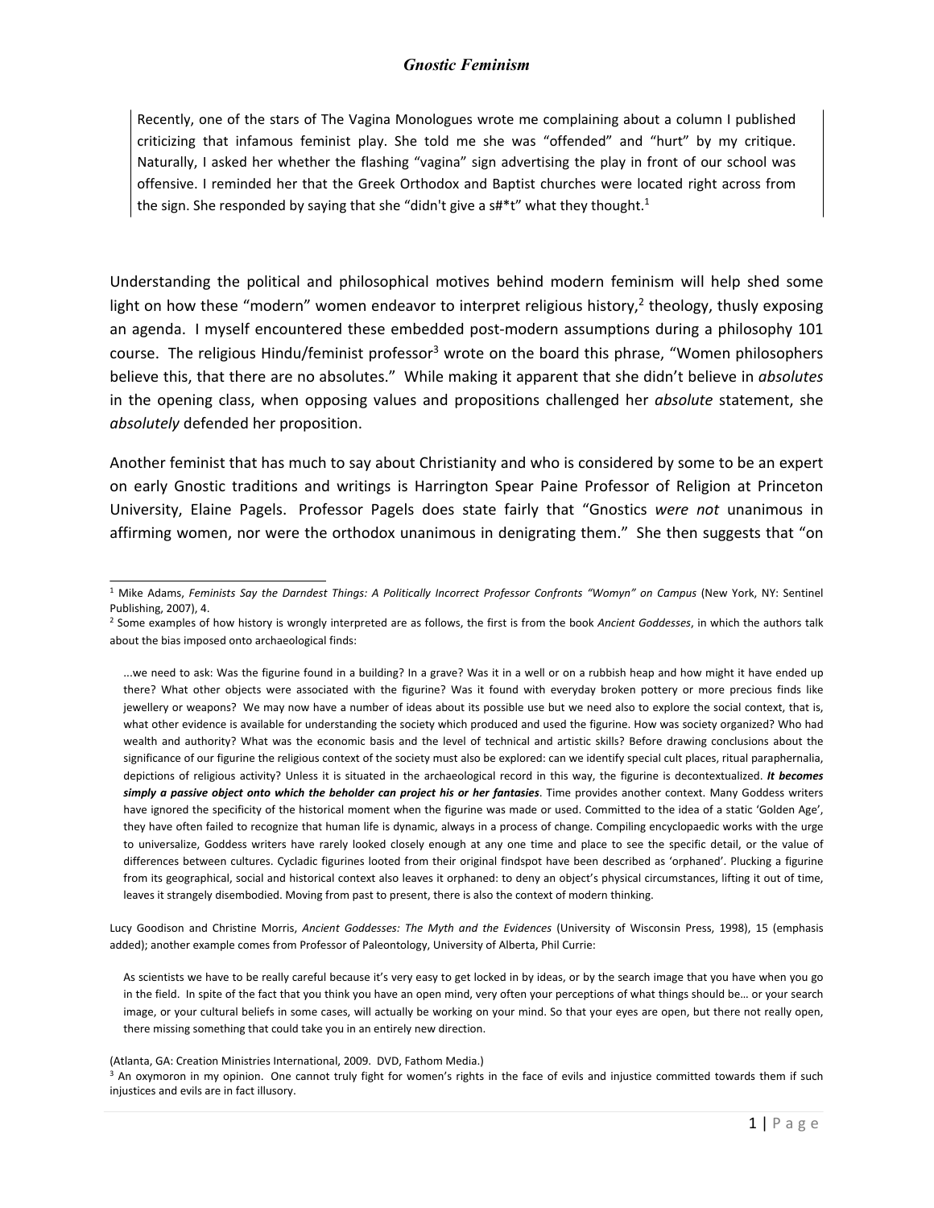# Gnostic Feminism

> Recently, one of the stars of The Vagina Monologues wrote me complaining about a column I published criticizing that infamous feminist play. She told me she was "offended" and "hurt" by my critique. Naturally, I asked her whether the flashing "vagina" sign advertising the play in front of our school was offensive. I reminded her that the Greek Orthodox and Baptist churches were located right across from the sign. She responded by saying that she "didn't give a s#*t" what they thought.[1]

Understanding the political and philosophical motives behind modern feminism will help shed some light on how these "modern" women endeavor to interpret religious history,[2] theology, thusly exposing an agenda. I myself encountered these embedded post-modern assumptions during a philosophy 101 course. The religious Hindu/feminist professor[3] wrote on the board this phrase, "Women philosophers believe this, that there are no absolutes." While making it apparent that she didn't believe in *absolutes* in the opening class, when opposing values and propositions challenged her *absolute* statement, she *absolutely* defended her proposition.

Another feminist that has much to say about Christianity and who is considered by some to be an expert on early Gnostic traditions and writings is Harrington Spear Paine Professor of Religion at Princeton University, Elaine Pagels. Professor Pagels does state fairly that "Gnostics *were not* unanimous in affirming women, nor were the orthodox unanimous in denigrating them." She then suggests that "on

---

[1] Mike Adams, *Feminists Say the Darndest Things: A Politically Incorrect Professor Confronts "Womyn" on Campus* (New York, NY: Sentinel Publishing, 2007), 4.

[2] Some examples of how history is wrongly interpreted are as follows, the first is from the book *Ancient Goddesses*, in which the authors talk about the bias imposed onto archaeological finds:

> ...we need to ask: Was the figurine found in a building? In a grave? Was it in a well or on a rubbish heap and how might it have ended up there? What other objects were associated with the figurine? Was it found with everyday broken pottery or more precious finds like jewellery or weapons? We may now have a number of ideas about its possible use but we need also to explore the social context, that is, what other evidence is available for understanding the society which produced and used the figurine. How was society organized? Who had wealth and authority? What was the economic basis and the level of technical and artistic skills? Before drawing conclusions about the significance of our figurine the religious context of the society must also be explored: can we identify special cult places, ritual paraphernalia, depictions of religious activity? Unless it is situated in the archaeological record in this way, the figurine is decontextualized. ***It becomes simply a passive object onto which the beholder can project his or her fantasies***. Time provides another context. Many Goddess writers have ignored the specificity of the historical moment when the figurine was made or used. Committed to the idea of a static 'Golden Age', they have often failed to recognize that human life is dynamic, always in a process of change. Compiling encyclopaedic works with the urge to universalize, Goddess writers have rarely looked closely enough at any one time and place to see the specific detail, or the value of differences between cultures. Cycladic figurines looted from their original findspot have been described as 'orphaned'. Plucking a figurine from its geographical, social and historical context also leaves it orphaned: to deny an object's physical circumstances, lifting it out of time, leaves it strangely disembodied. Moving from past to present, there is also the context of modern thinking.

Lucy Goodison and Christine Morris, *Ancient Goddesses: The Myth and the Evidences* (University of Wisconsin Press, 1998), 15 (emphasis added); another example comes from Professor of Paleontology, University of Alberta, Phil Currie:

> As scientists we have to be really careful because it's very easy to get locked in by ideas, or by the search image that you have when you go in the field. In spite of the fact that you think you have an open mind, very often your perceptions of what things should be... or your search image, or your cultural beliefs in some cases, will actually be working on your mind. So that your eyes are open, but there not really open, there missing something that could take you in an entirely new direction.

(Atlanta, GA: Creation Ministries International, 2009. DVD, Fathom Media.)

[3] An oxymoron in my opinion. One cannot truly fight for women's rights in the face of evils and injustice committed towards them if such injustices and evils are in fact illusory.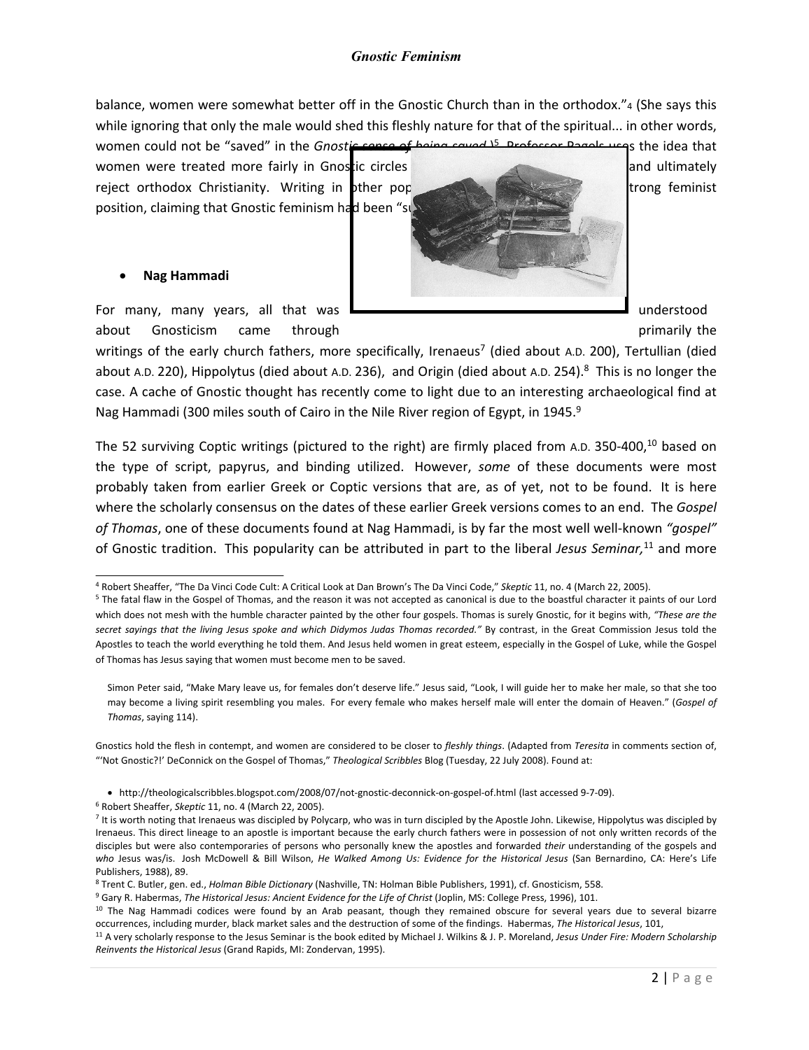balance, women were somewhat better off in the Gnostic Church than in the orthodox."[4] (She says this while ignoring that only the male would shed this fleshly nature for that of the spiritual... in other words, women could not be "saved" in the *Gnostic sense of being saved*.)[5] Professor Pagels uses the idea that women were treated more fairly in Gnostic circles and ultimately reject orthodox Christianity. Writing in other pop strong feminist position, claiming that Gnostic feminism had been "su

- **Nag Hammadi**

For many, many years, all that was understood about Gnosticism came through primarily the writings of the early church fathers, more specifically, Irenaeus[7] (died about A.D. 200), Tertullian (died about A.D. 220), Hippolytus (died about A.D. 236), and Origin (died about A.D. 254).[8] This is no longer the case. A cache of Gnostic thought has recently come to light due to an interesting archaeological find at Nag Hammadi (300 miles south of Cairo in the Nile River region of Egypt, in 1945.[9]

The 52 surviving Coptic writings (pictured to the right) are firmly placed from A.D. 350-400,[10] based on the type of script, papyrus, and binding utilized. However, *some* of these documents were most probably taken from earlier Greek or Coptic versions that are, as of yet, not to be found. It is here where the scholarly consensus on the dates of these earlier Greek versions comes to an end. The *Gospel of Thomas*, one of these documents found at Nag Hammadi, is by far the most well well-known *"gospel"* of Gnostic tradition. This popularity can be attributed in part to the liberal *Jesus Seminar,*[11] and more

---

[4] Robert Sheaffer, "The Da Vinci Code Cult: A Critical Look at Dan Brown's The Da Vinci Code," *Skeptic* 11, no. 4 (March 22, 2005).

[5] The fatal flaw in the Gospel of Thomas, and the reason it was not accepted as canonical is due to the boastful character it paints of our Lord which does not mesh with the humble character painted by the other four gospels. Thomas is surely Gnostic, for it begins with, *"These are the secret sayings that the living Jesus spoke and which Didymos Judas Thomas recorded."* By contrast, in the Great Commission Jesus told the Apostles to teach the world everything he told them. And Jesus held women in great esteem, especially in the Gospel of Luke, while the Gospel of Thomas has Jesus saying that women must become men to be saved.

> Simon Peter said, "Make Mary leave us, for females don't deserve life." Jesus said, "Look, I will guide her to make her male, so that she too may become a living spirit resembling you males. For every female who makes herself male will enter the domain of Heaven." (*Gospel of Thomas*, saying 114).

Gnostics hold the flesh in contempt, and women are considered to be closer to *fleshly things*. (Adapted from *Teresita* in comments section of, "'Not Gnostic?!' DeConnick on the Gospel of Thomas," *Theological Scribbles* Blog (Tuesday, 22 July 2008). Found at:

- http://theologicalscribbles.blogspot.com/2008/07/not-gnostic-deconnick-on-gospel-of.html (last accessed 9-7-09).

[6] Robert Sheaffer, *Skeptic* 11, no. 4 (March 22, 2005).

[7] It is worth noting that Irenaeus was discipled by Polycarp, who was in turn discipled by the Apostle John. Likewise, Hippolytus was discipled by Irenaeus. This direct lineage to an apostle is important because the early church fathers were in possession of not only written records of the disciples but were also contemporaries of persons who personally knew the apostles and forwarded *their* understanding of the gospels and *who* Jesus was/is. Josh McDowell & Bill Wilson, *He Walked Among Us: Evidence for the Historical Jesus* (San Bernardino, CA: Here's Life Publishers, 1988), 89.

[8] Trent C. Butler, gen. ed., *Holman Bible Dictionary* (Nashville, TN: Holman Bible Publishers, 1991), cf. Gnosticism, 558.

[9] Gary R. Habermas, *The Historical Jesus: Ancient Evidence for the Life of Christ* (Joplin, MS: College Press, 1996), 101.

[10] The Nag Hammadi codices were found by an Arab peasant, though they remained obscure for several years due to several bizarre occurrences, including murder, black market sales and the destruction of some of the findings. Habermas, *The Historical Jesus*, 101,

[11] A very scholarly response to the Jesus Seminar is the book edited by Michael J. Wilkins & J. P. Moreland, *Jesus Under Fire: Modern Scholarship Reinvents the Historical Jesus* (Grand Rapids, MI: Zondervan, 1995).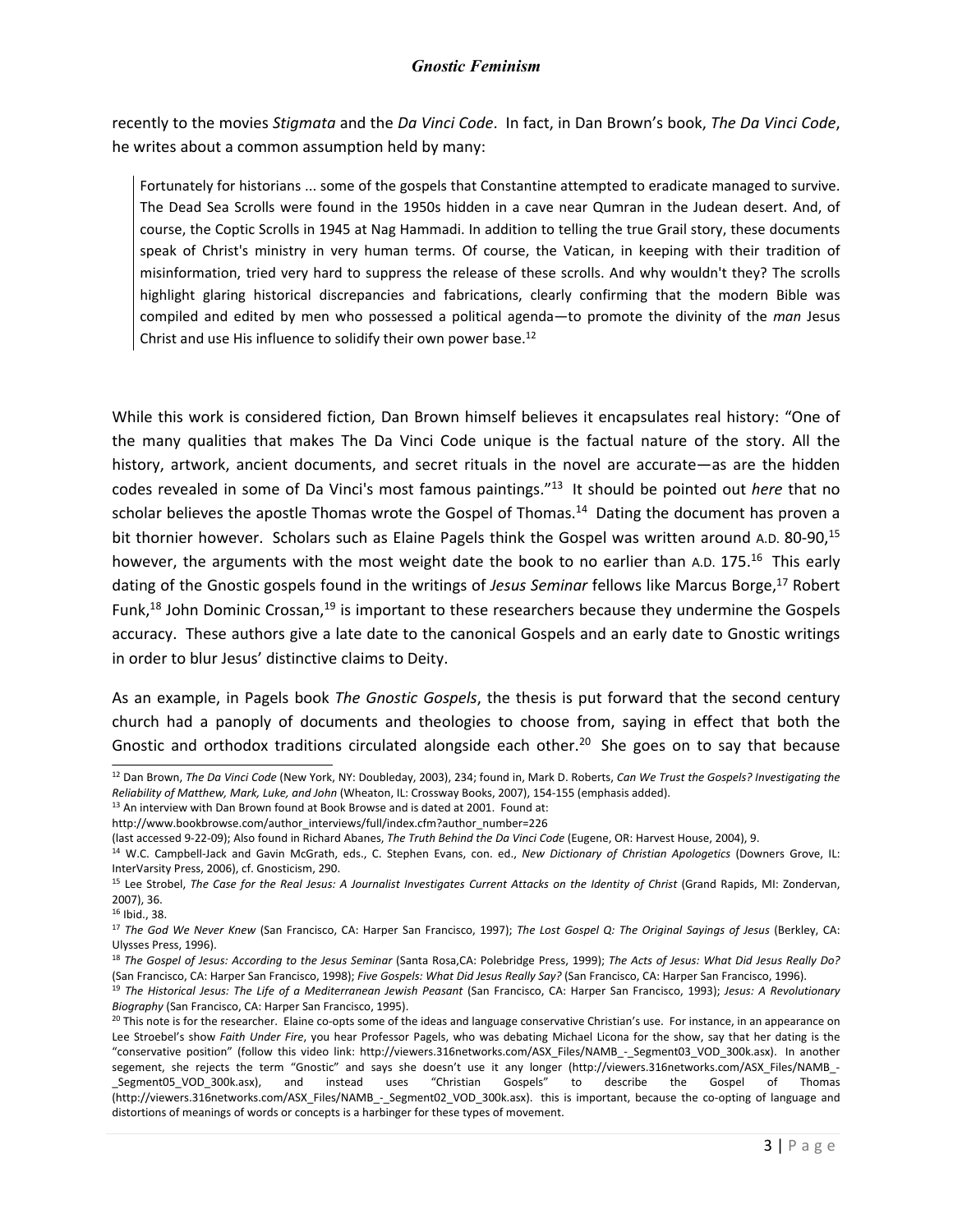recently to the movies *Stigmata* and the *Da Vinci Code*. In fact, in Dan Brown's book, *The Da Vinci Code*, he writes about a common assumption held by many:

> Fortunately for historians ... some of the gospels that Constantine attempted to eradicate managed to survive. The Dead Sea Scrolls were found in the 1950s hidden in a cave near Qumran in the Judean desert. And, of course, the Coptic Scrolls in 1945 at Nag Hammadi. In addition to telling the true Grail story, these documents speak of Christ's ministry in very human terms. Of course, the Vatican, in keeping with their tradition of misinformation, tried very hard to suppress the release of these scrolls. And why wouldn't they? The scrolls highlight glaring historical discrepancies and fabrications, clearly confirming that the modern Bible was compiled and edited by men who possessed a political agenda—to promote the divinity of the *man* Jesus Christ and use His influence to solidify their own power base.[12]

While this work is considered fiction, Dan Brown himself believes it encapsulates real history: "One of the many qualities that makes The Da Vinci Code unique is the factual nature of the story. All the history, artwork, ancient documents, and secret rituals in the novel are accurate—as are the hidden codes revealed in some of Da Vinci's most famous paintings."[13] It should be pointed out *here* that no scholar believes the apostle Thomas wrote the Gospel of Thomas.[14] Dating the document has proven a bit thornier however. Scholars such as Elaine Pagels think the Gospel was written around A.D. 80-90,[15] however, the arguments with the most weight date the book to no earlier than A.D. 175.[16] This early dating of the Gnostic gospels found in the writings of *Jesus Seminar* fellows like Marcus Borge,[17] Robert Funk,[18] John Dominic Crossan,[19] is important to these researchers because they undermine the Gospels accuracy. These authors give a late date to the canonical Gospels and an early date to Gnostic writings in order to blur Jesus' distinctive claims to Deity.

As an example, in Pagels book *The Gnostic Gospels*, the thesis is put forward that the second century church had a panoply of documents and theologies to choose from, saying in effect that both the Gnostic and orthodox traditions circulated alongside each other.[20] She goes on to say that because

---

[12] Dan Brown, *The Da Vinci Code* (New York, NY: Doubleday, 2003), 234; found in, Mark D. Roberts, *Can We Trust the Gospels? Investigating the Reliability of Matthew, Mark, Luke, and John* (Wheaton, IL: Crossway Books, 2007), 154-155 (emphasis added).

[13] An interview with Dan Brown found at Book Browse and is dated at 2001. Found at: http://www.bookbrowse.com/author_interviews/full/index.cfm?author_number=226 (last accessed 9-22-09); Also found in Richard Abanes, *The Truth Behind the Da Vinci Code* (Eugene, OR: Harvest House, 2004), 9.

[14] W.C. Campbell-Jack and Gavin McGrath, eds., C. Stephen Evans, con. ed., *New Dictionary of Christian Apologetics* (Downers Grove, IL: InterVarsity Press, 2006), cf. Gnosticism, 290.

[15] Lee Strobel, *The Case for the Real Jesus: A Journalist Investigates Current Attacks on the Identity of Christ* (Grand Rapids, MI: Zondervan, 2007), 36.

[16] Ibid., 38.

[17] *The God We Never Knew* (San Francisco, CA: Harper San Francisco, 1997); *The Lost Gospel Q: The Original Sayings of Jesus* (Berkley, CA: Ulysses Press, 1996).

[18] *The Gospel of Jesus: According to the Jesus Seminar* (Santa Rosa,CA: Polebridge Press, 1999); *The Acts of Jesus: What Did Jesus Really Do?* (San Francisco, CA: Harper San Francisco, 1998); *Five Gospels: What Did Jesus Really Say?* (San Francisco, CA: Harper San Francisco, 1996).

[19] *The Historical Jesus: The Life of a Mediterranean Jewish Peasant* (San Francisco, CA: Harper San Francisco, 1993); *Jesus: A Revolutionary Biography* (San Francisco, CA: Harper San Francisco, 1995).

[20] This note is for the researcher. Elaine co-opts some of the ideas and language conservative Christian's use. For instance, in an appearance on Lee Stroebel's show *Faith Under Fire*, you hear Professor Pagels, who was debating Michael Licona for the show, say that her dating is the "conservative position" (follow this video link: http://viewers.316networks.com/ASX_Files/NAMB_-_Segment03_VOD_300k.asx). In another segement, she rejects the term "Gnostic" and says she doesn't use it any longer (http://viewers.316networks.com/ASX_Files/NAMB_-_Segment05_VOD_300k.asx), and instead uses "Christian Gospels" to describe the Gospel of Thomas (http://viewers.316networks.com/ASX_Files/NAMB_-_Segment02_VOD_300k.asx). this is important, because the co-opting of language and distortions of meanings of words or concepts is a harbinger for these types of movement.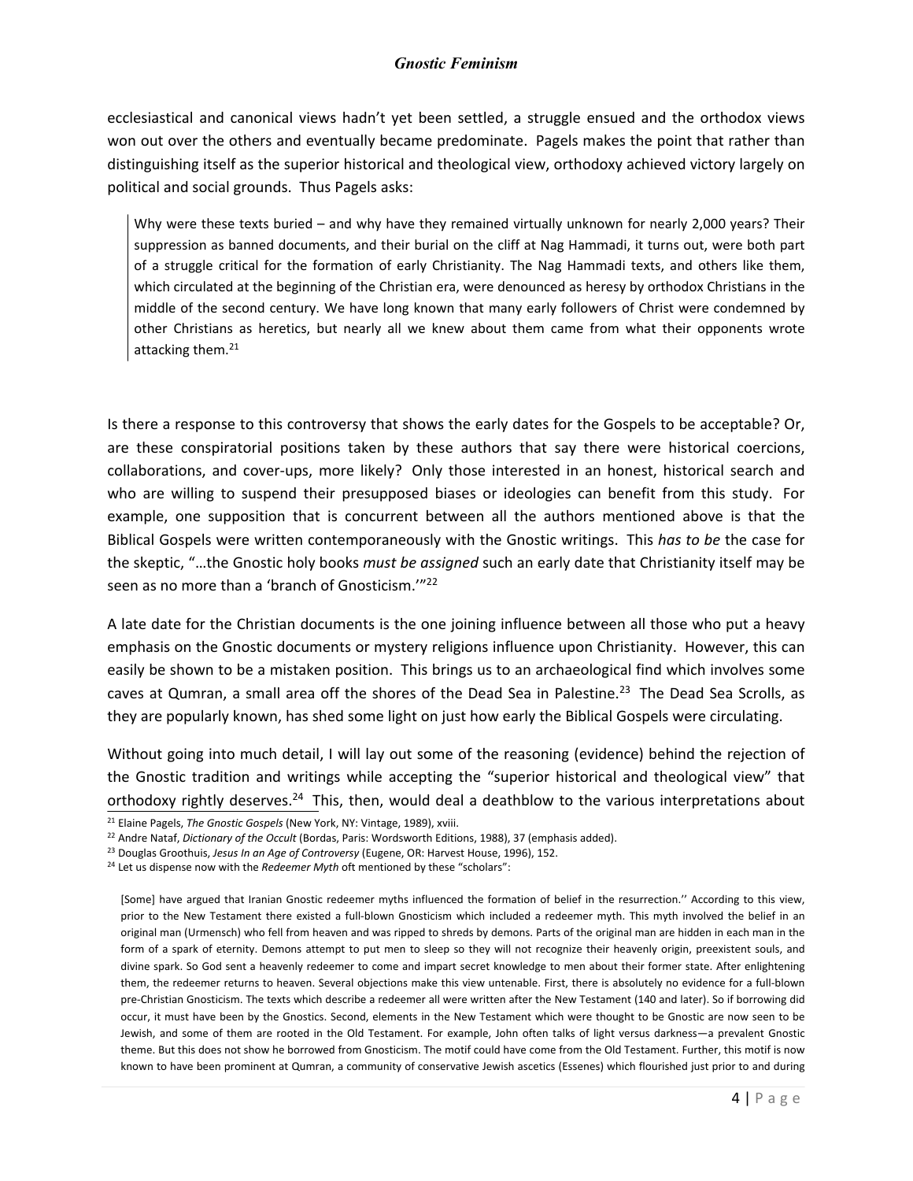ecclesiastical and canonical views hadn't yet been settled, a struggle ensued and the orthodox views won out over the others and eventually became predominate. Pagels makes the point that rather than distinguishing itself as the superior historical and theological view, orthodoxy achieved victory largely on political and social grounds. Thus Pagels asks:

> Why were these texts buried – and why have they remained virtually unknown for nearly 2,000 years? Their suppression as banned documents, and their burial on the cliff at Nag Hammadi, it turns out, were both part of a struggle critical for the formation of early Christianity. The Nag Hammadi texts, and others like them, which circulated at the beginning of the Christian era, were denounced as heresy by orthodox Christians in the middle of the second century. We have long known that many early followers of Christ were condemned by other Christians as heretics, but nearly all we knew about them came from what their opponents wrote attacking them.[21]

Is there a response to this controversy that shows the early dates for the Gospels to be acceptable? Or, are these conspiratorial positions taken by these authors that say there were historical coercions, collaborations, and cover-ups, more likely? Only those interested in an honest, historical search and who are willing to suspend their presupposed biases or ideologies can benefit from this study. For example, one supposition that is concurrent between all the authors mentioned above is that the Biblical Gospels were written contemporaneously with the Gnostic writings. This *has to be* the case for the skeptic, "…the Gnostic holy books *must be assigned* such an early date that Christianity itself may be seen as no more than a 'branch of Gnosticism.'"[22]

A late date for the Christian documents is the one joining influence between all those who put a heavy emphasis on the Gnostic documents or mystery religions influence upon Christianity. However, this can easily be shown to be a mistaken position. This brings us to an archaeological find which involves some caves at Qumran, a small area off the shores of the Dead Sea in Palestine.[23] The Dead Sea Scrolls, as they are popularly known, has shed some light on just how early the Biblical Gospels were circulating.

Without going into much detail, I will lay out some of the reasoning (evidence) behind the rejection of the Gnostic tradition and writings while accepting the "superior historical and theological view" that orthodoxy rightly deserves.[24] This, then, would deal a deathblow to the various interpretations about

---

[21] Elaine Pagels, *The Gnostic Gospels* (New York, NY: Vintage, 1989), xviii.

[22] Andre Nataf, *Dictionary of the Occult* (Bordas, Paris: Wordsworth Editions, 1988), 37 (emphasis added).

[23] Douglas Groothuis, *Jesus In an Age of Controversy* (Eugene, OR: Harvest House, 1996), 152.

[24] Let us dispense now with the *Redeemer Myth* oft mentioned by these "scholars":

> [Some] have argued that Iranian Gnostic redeemer myths influenced the formation of belief in the resurrection.'' According to this view, prior to the New Testament there existed a full-blown Gnosticism which included a redeemer myth. This myth involved the belief in an original man (Urmensch) who fell from heaven and was ripped to shreds by demons. Parts of the original man are hidden in each man in the form of a spark of eternity. Demons attempt to put men to sleep so they will not recognize their heavenly origin, preexistent souls, and divine spark. So God sent a heavenly redeemer to come and impart secret knowledge to men about their former state. After enlightening them, the redeemer returns to heaven. Several objections make this view untenable. First, there is absolutely no evidence for a full-blown pre-Christian Gnosticism. The texts which describe a redeemer all were written after the New Testament (140 and later). So if borrowing did occur, it must have been by the Gnostics. Second, elements in the New Testament which were thought to be Gnostic are now seen to be Jewish, and some of them are rooted in the Old Testament. For example, John often talks of light versus darkness—a prevalent Gnostic theme. But this does not show he borrowed from Gnosticism. The motif could have come from the Old Testament. Further, this motif is now known to have been prominent at Qumran, a community of conservative Jewish ascetics (Essenes) which flourished just prior to and during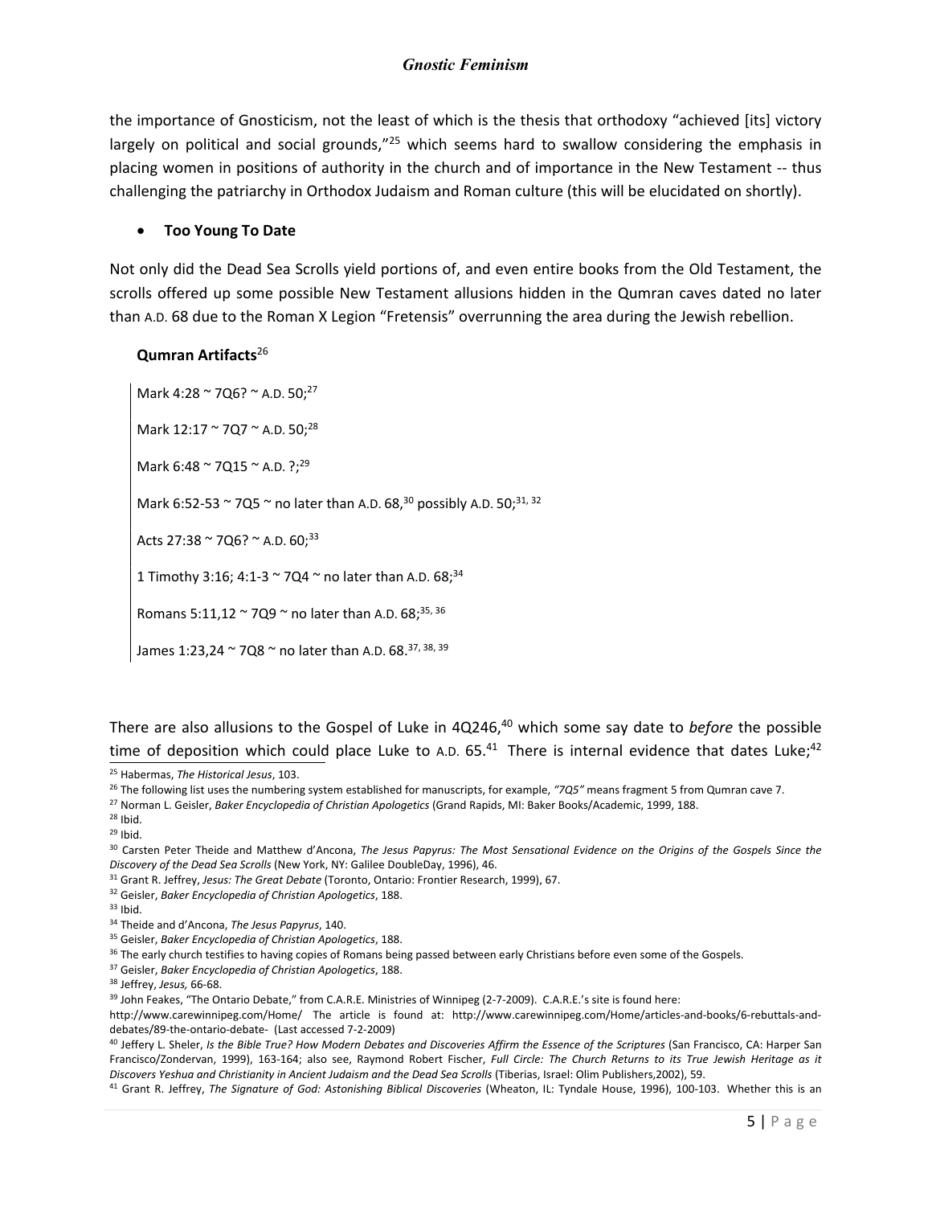the importance of Gnosticism, not the least of which is the thesis that orthodoxy "achieved [its] victory largely on political and social grounds,"[25] which seems hard to swallow considering the emphasis in placing women in positions of authority in the church and of importance in the New Testament -- thus challenging the patriarchy in Orthodox Judaism and Roman culture (this will be elucidated on shortly).

- **Too Young To Date**

Not only did the Dead Sea Scrolls yield portions of, and even entire books from the Old Testament, the scrolls offered up some possible New Testament allusions hidden in the Qumran caves dated no later than A.D. 68 due to the Roman X Legion "Fretensis" overrunning the area during the Jewish rebellion.

**Qumran Artifacts**[26]

> Mark 4:28 ~ 7Q6? ~ A.D. 50;[27]
>
> Mark 12:17 ~ 7Q7 ~ A.D. 50;[28]
>
> Mark 6:48 ~ 7Q15 ~ A.D. ?;[29]
>
> Mark 6:52-53 ~ 7Q5 ~ no later than A.D. 68,[30] possibly A.D. 50;[31, 32]
>
> Acts 27:38 ~ 7Q6? ~ A.D. 60;[33]
>
> 1 Timothy 3:16; 4:1-3 ~ 7Q4 ~ no later than A.D. 68;[34]
>
> Romans 5:11,12 ~ 7Q9 ~ no later than A.D. 68;[35, 36]
>
> James 1:23,24 ~ 7Q8 ~ no later than A.D. 68.[37, 38, 39]

There are also allusions to the Gospel of Luke in 4Q246,[40] which some say date to *before* the possible time of deposition which could place Luke to A.D. 65.[41] There is internal evidence that dates Luke;[42]

---

[25] Habermas, *The Historical Jesus*, 103.

[26] The following list uses the numbering system established for manuscripts, for example, *"7Q5"* means fragment 5 from Qumran cave 7.

[27] Norman L. Geisler, *Baker Encyclopedia of Christian Apologetics* (Grand Rapids, MI: Baker Books/Academic, 1999, 188.

[28] Ibid.

[29] Ibid.

[30] Carsten Peter Theide and Matthew d'Ancona, *The Jesus Papyrus: The Most Sensational Evidence on the Origins of the Gospels Since the Discovery of the Dead Sea Scrolls* (New York, NY: Galilee DoubleDay, 1996), 46.

[31] Grant R. Jeffrey, *Jesus: The Great Debate* (Toronto, Ontario: Frontier Research, 1999), 67.

[32] Geisler, *Baker Encyclopedia of Christian Apologetics*, 188.

[33] Ibid.

[34] Theide and d'Ancona, *The Jesus Papyrus*, 140.

[35] Geisler, *Baker Encyclopedia of Christian Apologetics*, 188.

[36] The early church testifies to having copies of Romans being passed between early Christians before even some of the Gospels.

[37] Geisler, *Baker Encyclopedia of Christian Apologetics*, 188.

[38] Jeffrey, *Jesus,* 66-68.

[39] John Feakes, "The Ontario Debate," from C.A.R.E. Ministries of Winnipeg (2-7-2009). C.A.R.E.'s site is found here: http://www.carewinnipeg.com/Home/ The article is found at: http://www.carewinnipeg.com/Home/articles-and-books/6-rebuttals-and-debates/89-the-ontario-debate- (Last accessed 7-2-2009)

[40] Jeffery L. Sheler, *Is the Bible True? How Modern Debates and Discoveries Affirm the Essence of the Scriptures* (San Francisco, CA: Harper San Francisco/Zondervan, 1999), 163-164; also see, Raymond Robert Fischer, *Full Circle: The Church Returns to its True Jewish Heritage as it Discovers Yeshua and Christianity in Ancient Judaism and the Dead Sea Scrolls* (Tiberias, Israel: Olim Publishers,2002), 59.

[41] Grant R. Jeffrey, *The Signature of God: Astonishing Biblical Discoveries* (Wheaton, IL: Tyndale House, 1996), 100-103. Whether this is an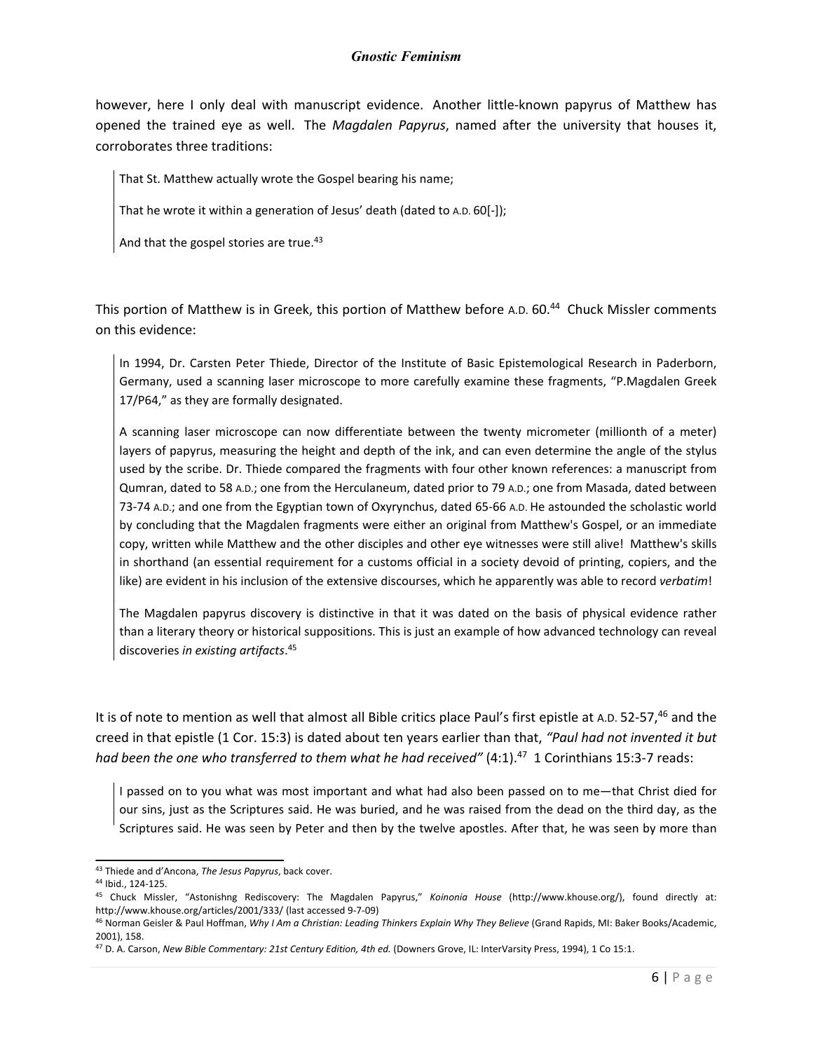however, here I only deal with manuscript evidence. Another little-known papyrus of Matthew has opened the trained eye as well. The *Magdalen Papyrus*, named after the university that houses it, corroborates three traditions:

> That St. Matthew actually wrote the Gospel bearing his name;
>
> That he wrote it within a generation of Jesus' death (dated to A.D. 60[-]);
>
> And that the gospel stories are true.[43]

This portion of Matthew is in Greek, this portion of Matthew before A.D. 60.[44] Chuck Missler comments on this evidence:

> In 1994, Dr. Carsten Peter Thiede, Director of the Institute of Basic Epistemological Research in Paderborn, Germany, used a scanning laser microscope to more carefully examine these fragments, "P.Magdalen Greek 17/P64," as they are formally designated.
>
> A scanning laser microscope can now differentiate between the twenty micrometer (millionth of a meter) layers of papyrus, measuring the height and depth of the ink, and can even determine the angle of the stylus used by the scribe. Dr. Thiede compared the fragments with four other known references: a manuscript from Qumran, dated to 58 A.D.; one from the Herculaneum, dated prior to 79 A.D.; one from Masada, dated between 73-74 A.D.; and one from the Egyptian town of Oxyrynchus, dated 65-66 A.D. He astounded the scholastic world by concluding that the Magdalen fragments were either an original from Matthew's Gospel, or an immediate copy, written while Matthew and the other disciples and other eye witnesses were still alive! Matthew's skills in shorthand (an essential requirement for a customs official in a society devoid of printing, copiers, and the like) are evident in his inclusion of the extensive discourses, which he apparently was able to record *verbatim*!
>
> The Magdalen papyrus discovery is distinctive in that it was dated on the basis of physical evidence rather than a literary theory or historical suppositions. This is just an example of how advanced technology can reveal discoveries *in existing artifacts*.[45]

It is of note to mention as well that almost all Bible critics place Paul's first epistle at A.D. 52-57,[46] and the creed in that epistle (1 Cor. 15:3) is dated about ten years earlier than that, *"Paul had not invented it but had been the one who transferred to them what he had received"* (4:1).[47] 1 Corinthians 15:3-7 reads:

> I passed on to you what was most important and what had also been passed on to me—that Christ died for our sins, just as the Scriptures said. He was buried, and he was raised from the dead on the third day, as the Scriptures said. He was seen by Peter and then by the twelve apostles. After that, he was seen by more than

---

[43] Thiede and d'Ancona, *The Jesus Papyrus*, back cover.

[44] Ibid., 124-125.

[45] Chuck Missler, "Astonishng Rediscovery: The Magdalen Papyrus," *Koinonia House* (http://www.khouse.org/), found directly at: http://www.khouse.org/articles/2001/333/ (last accessed 9-7-09)

[46] Norman Geisler & Paul Hoffman, *Why I Am a Christian: Leading Thinkers Explain Why They Believe* (Grand Rapids, MI: Baker Books/Academic, 2001), 158.

[47] D. A. Carson, *New Bible Commentary: 21st Century Edition, 4th ed.* (Downers Grove, IL: InterVarsity Press, 1994), 1 Co 15:1.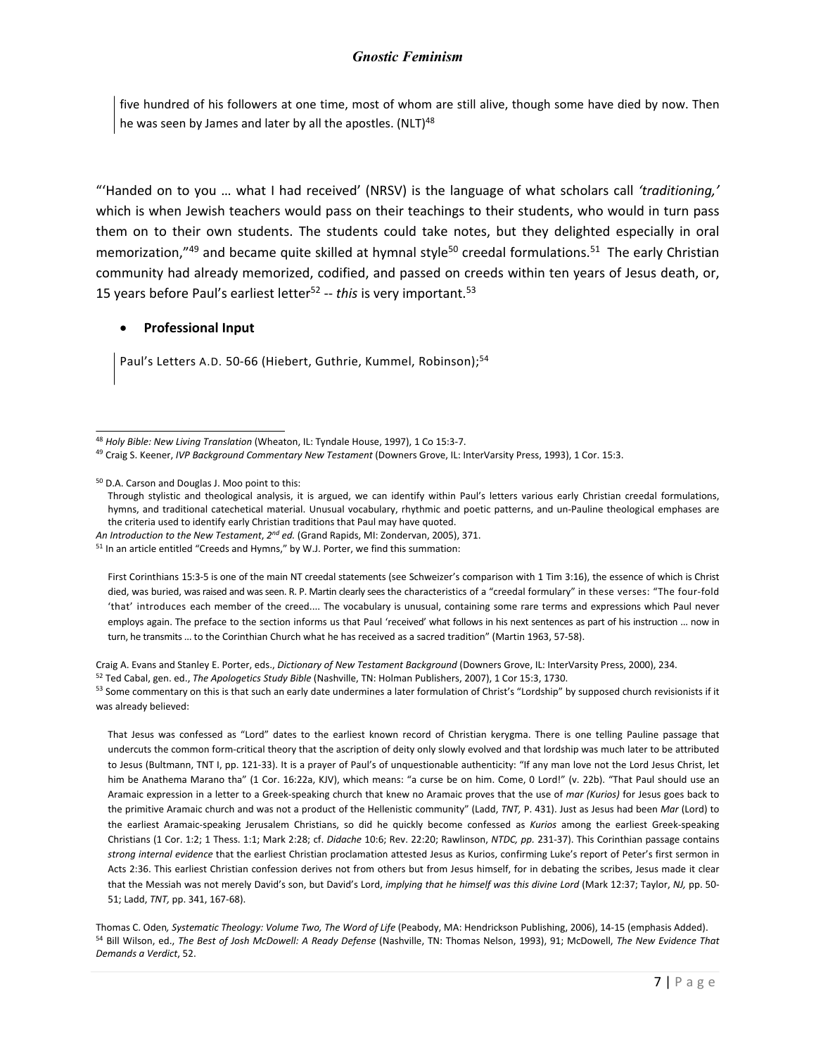> five hundred of his followers at one time, most of whom are still alive, though some have died by now. Then he was seen by James and later by all the apostles. (NLT)[48]

"'Handed on to you … what I had received' (NRSV) is the language of what scholars call *'traditioning,'* which is when Jewish teachers would pass on their teachings to their students, who would in turn pass them on to their own students. The students could take notes, but they delighted especially in oral memorization,"[49] and became quite skilled at hymnal style[50] creedal formulations.[51] The early Christian community had already memorized, codified, and passed on creeds within ten years of Jesus death, or, 15 years before Paul's earliest letter[52] -- *this* is very important.[53]

- **Professional Input**

> Paul's Letters A.D. 50-66 (Hiebert, Guthrie, Kummel, Robinson);[54]

---

[48] *Holy Bible: New Living Translation* (Wheaton, IL: Tyndale House, 1997), 1 Co 15:3-7.

[49] Craig S. Keener, *IVP Background Commentary New Testament* (Downers Grove, IL: InterVarsity Press, 1993), 1 Cor. 15:3.

[50] D.A. Carson and Douglas J. Moo point to this:

> Through stylistic and theological analysis, it is argued, we can identify within Paul's letters various early Christian creedal formulations, hymns, and traditional catechetical material. Unusual vocabulary, rhythmic and poetic patterns, and un-Pauline theological emphases are the criteria used to identify early Christian traditions that Paul may have quoted.

*An Introduction to the New Testament*, *2nd ed.* (Grand Rapids, MI: Zondervan, 2005), 371.

[51] In an article entitled "Creeds and Hymns," by W.J. Porter, we find this summation:

> First Corinthians 15:3-5 is one of the main NT creedal statements (see Schweizer's comparison with 1 Tim 3:16), the essence of which is Christ died, was buried, was raised and was seen. R. P. Martin clearly sees the characteristics of a "creedal formulary" in these verses: "The four-fold 'that' introduces each member of the creed.... The vocabulary is unusual, containing some rare terms and expressions which Paul never employs again. The preface to the section informs us that Paul 'received' what follows in his next sentences as part of his instruction … now in turn, he transmits … to the Corinthian Church what he has received as a sacred tradition" (Martin 1963, 57-58).

Craig A. Evans and Stanley E. Porter, eds., *Dictionary of New Testament Background* (Downers Grove, IL: InterVarsity Press, 2000), 234.

[52] Ted Cabal, gen. ed., *The Apologetics Study Bible* (Nashville, TN: Holman Publishers, 2007), 1 Cor 15:3, 1730.

[53] Some commentary on this is that such an early date undermines a later formulation of Christ's "Lordship" by supposed church revisionists if it was already believed:

> That Jesus was confessed as "Lord" dates to the earliest known record of Christian kerygma. There is one telling Pauline passage that undercuts the common form-critical theory that the ascription of deity only slowly evolved and that lordship was much later to be attributed to Jesus (Bultmann, TNT I, pp. 121-33). It is a prayer of Paul's of unquestionable authenticity: "If any man love not the Lord Jesus Christ, let him be Anathema Marano tha" (1 Cor. 16:22a, KJV), which means: "a curse be on him. Come, 0 Lord!" (v. 22b). "That Paul should use an Aramaic expression in a letter to a Greek-speaking church that knew no Aramaic proves that the use of *mar (Kurios)* for Jesus goes back to the primitive Aramaic church and was not a product of the Hellenistic community" (Ladd, *TNT,* P. 431). Just as Jesus had been *Mar* (Lord) to the earliest Aramaic-speaking Jerusalem Christians, so did he quickly become confessed as *Kurios* among the earliest Greek-speaking Christians (1 Cor. 1:2; 1 Thess. 1:1; Mark 2:28; cf. *Didache* 10:6; Rev. 22:20; Rawlinson, *NTDC, pp.* 231-37). This Corinthian passage contains *strong internal evidence* that the earliest Christian proclamation attested Jesus as Kurios, confirming Luke's report of Peter's first sermon in Acts 2:36. This earliest Christian confession derives not from others but from Jesus himself, for in debating the scribes, Jesus made it clear that the Messiah was not merely David's son, but David's Lord, *implying that he himself was this divine Lord* (Mark 12:37; Taylor, *NJ,* pp. 50-51; Ladd, *TNT,* pp. 341, 167-68).

Thomas C. Oden*, Systematic Theology: Volume Two, The Word of Life* (Peabody, MA: Hendrickson Publishing, 2006), 14-15 (emphasis Added).

[54] Bill Wilson, ed., *The Best of Josh McDowell: A Ready Defense* (Nashville, TN: Thomas Nelson, 1993), 91; McDowell, *The New Evidence That Demands a Verdict*, 52.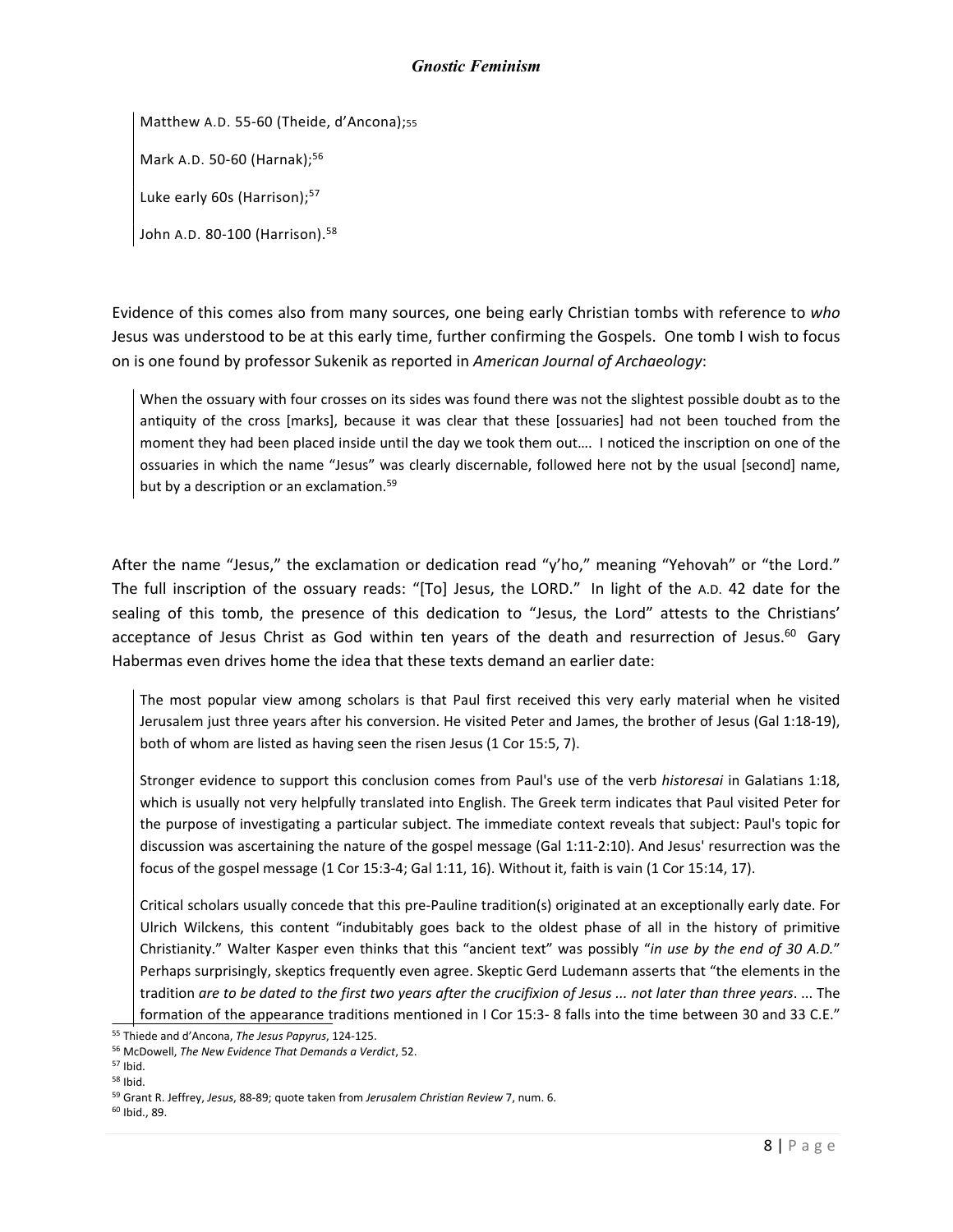> Matthew A.D. 55-60 (Theide, d'Ancona);[55]
>
> Mark A.D. 50-60 (Harnak);[56]
>
> Luke early 60s (Harrison);[57]
>
> John A.D. 80-100 (Harrison).[58]

Evidence of this comes also from many sources, one being early Christian tombs with reference to *who* Jesus was understood to be at this early time, further confirming the Gospels. One tomb I wish to focus on is one found by professor Sukenik as reported in *American Journal of Archaeology*:

> When the ossuary with four crosses on its sides was found there was not the slightest possible doubt as to the antiquity of the cross [marks], because it was clear that these [ossuaries] had not been touched from the moment they had been placed inside until the day we took them out…. I noticed the inscription on one of the ossuaries in which the name "Jesus" was clearly discernable, followed here not by the usual [second] name, but by a description or an exclamation.[59]

After the name "Jesus," the exclamation or dedication read "y'ho," meaning "Yehovah" or "the Lord." The full inscription of the ossuary reads: "[To] Jesus, the LORD." In light of the A.D. 42 date for the sealing of this tomb, the presence of this dedication to "Jesus, the Lord" attests to the Christians' acceptance of Jesus Christ as God within ten years of the death and resurrection of Jesus.[60] Gary Habermas even drives home the idea that these texts demand an earlier date:

> The most popular view among scholars is that Paul first received this very early material when he visited Jerusalem just three years after his conversion. He visited Peter and James, the brother of Jesus (Gal 1:18-19), both of whom are listed as having seen the risen Jesus (1 Cor 15:5, 7).
>
> Stronger evidence to support this conclusion comes from Paul's use of the verb *historesai* in Galatians 1:18, which is usually not very helpfully translated into English. The Greek term indicates that Paul visited Peter for the purpose of investigating a particular subject. The immediate context reveals that subject: Paul's topic for discussion was ascertaining the nature of the gospel message (Gal 1:11-2:10). And Jesus' resurrection was the focus of the gospel message (1 Cor 15:3-4; Gal 1:11, 16). Without it, faith is vain (1 Cor 15:14, 17).
>
> Critical scholars usually concede that this pre-Pauline tradition(s) originated at an exceptionally early date. For Ulrich Wilckens, this content "indubitably goes back to the oldest phase of all in the history of primitive Christianity." Walter Kasper even thinks that this "ancient text" was possibly "*in use by the end of 30 A.D.*" Perhaps surprisingly, skeptics frequently even agree. Skeptic Gerd Ludemann asserts that "the elements in the tradition *are to be dated to the first two years after the crucifixion of Jesus ... not later than three years*. ... The formation of the appearance traditions mentioned in I Cor 15:3- 8 falls into the time between 30 and 33 C.E."

---

[55] Thiede and d'Ancona, *The Jesus Papyrus*, 124-125.

[56] McDowell, *The New Evidence That Demands a Verdict*, 52.

[57] Ibid.

[58] Ibid.

[59] Grant R. Jeffrey, *Jesus*, 88-89; quote taken from *Jerusalem Christian Review* 7, num. 6.

[60] Ibid., 89.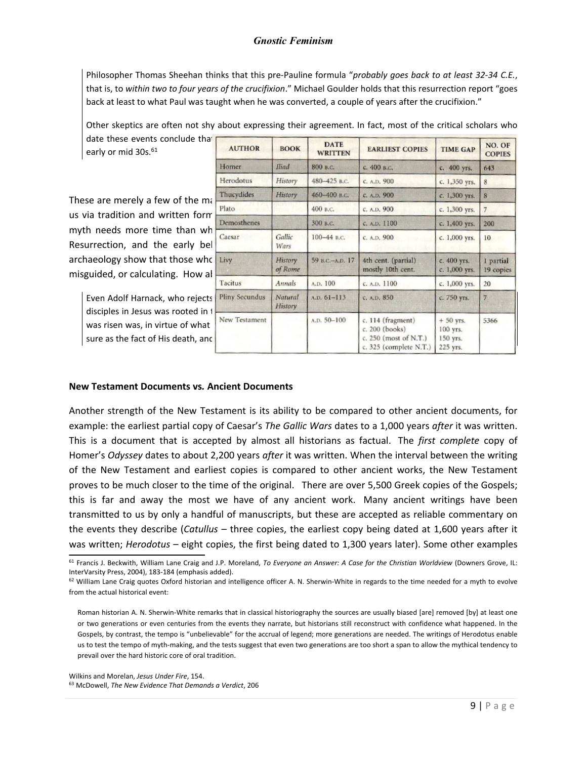Philosopher Thomas Sheehan thinks that this pre-Pauline formula "*probably goes back to at least 32-34 C.E.*, that is, to *within two to four years of the crucifixion*." Michael Goulder holds that this resurrection report "goes back at least to what Paul was taught when he was converted, a couple of years after the crucifixion."

Other skeptics are often not shy about expressing their agreement. In fact, most of the critical scholars who date these events conclude tha early or mid 30s.[61]

| AUTHOR | BOOK | DATE WRITTEN | EARLIEST COPIES | TIME GAP | NO. OF COPIES |
|---|---|---|---|---|---|
| Homer | Iliad | 800 B.C. | c. 400 B.C. | c. 400 yrs. | 643 |
| Herodotus | History | 480–425 B.C. | c. A.D. 900 | c. 1,350 yrs. | 8 |
| Thucydides | History | 460–400 B.C. | c. A.D. 900 | c. 1,300 yrs. | 8 |
| Plato | | 400 B.C. | c. A.D. 900 | c. 1,300 yrs. | 7 |
| Demosthenes | | 300 B.C. | c. A.D. 1100 | c. 1,400 yrs. | 200 |
| Caesar | Gallic Wars | 100–44 B.C. | c. A.D. 900 | c. 1,000 yrs. | 10 |
| Livy | History of Rome | 59 B.C.–A.D. 17 | 4th cent. (partial) mostly 10th cent. | c. 400 yrs. c. 1,000 yrs. | 1 partial 19 copies |
| Tacitus | Annals | A.D. 100 | c. A.D. 1100 | c. 1,000 yrs. | 20 |
| Pliny Secundus | Natural History | A.D. 61–113 | c. A.D. 850 | c. 750 yrs. | 7 |
| New Testament | | A.D. 50–100 | c. 114 (fragment) c. 200 (books) c. 250 (most of N.T.) c. 325 (complete N.T.) | + 50 yrs. 100 yrs. 150 yrs. 225 yrs. | 5366 |

These are merely a few of the ma us via tradition and written form myth needs more time than wh Resurrection, and the early bel archaeology show that those who misguided, or calculating. How al

Even Adolf Harnack, who rejects disciples in Jesus was rooted in t was risen was, in virtue of what sure as the fact of His death, and

**New Testament Documents vs. Ancient Documents**

Another strength of the New Testament is its ability to be compared to other ancient documents, for example: the earliest partial copy of Caesar's *The Gallic Wars* dates to a 1,000 years *after* it was written. This is a document that is accepted by almost all historians as factual. The *first complete* copy of Homer's *Odyssey* dates to about 2,200 years *after* it was written. When the interval between the writing of the New Testament and earliest copies is compared to other ancient works, the New Testament proves to be much closer to the time of the original. There are over 5,500 Greek copies of the Gospels; this is far and away the most we have of any ancient work. Many ancient writings have been transmitted to us by only a handful of manuscripts, but these are accepted as reliable commentary on the events they describe (*Catullus* – three copies, the earliest copy being dated at 1,600 years after it was written; *Herodotus* – eight copies, the first being dated to 1,300 years later). Some other examples

---

[61] Francis J. Beckwith, William Lane Craig and J.P. Moreland, *To Everyone an Answer: A Case for the Christian Worldview* (Downers Grove, IL: InterVarsity Press, 2004), 183-184 (emphasis added).

[62] William Lane Craig quotes Oxford historian and intelligence officer A. N. Sherwin-White in regards to the time needed for a myth to evolve from the actual historical event:

> Roman historian A. N. Sherwin-White remarks that in classical historiography the sources are usually biased [are] removed [by] at least one or two generations or even centuries from the events they narrate, but historians still reconstruct with confidence what happened. In the Gospels, by contrast, the tempo is "unbelievable" for the accrual of legend; more generations are needed. The writings of Herodotus enable us to test the tempo of myth-making, and the tests suggest that even two generations are too short a span to allow the mythical tendency to prevail over the hard historic core of oral tradition.

Wilkins and Morelan, *Jesus Under Fire*, 154.

[63] McDowell, *The New Evidence That Demands a Verdict*, 206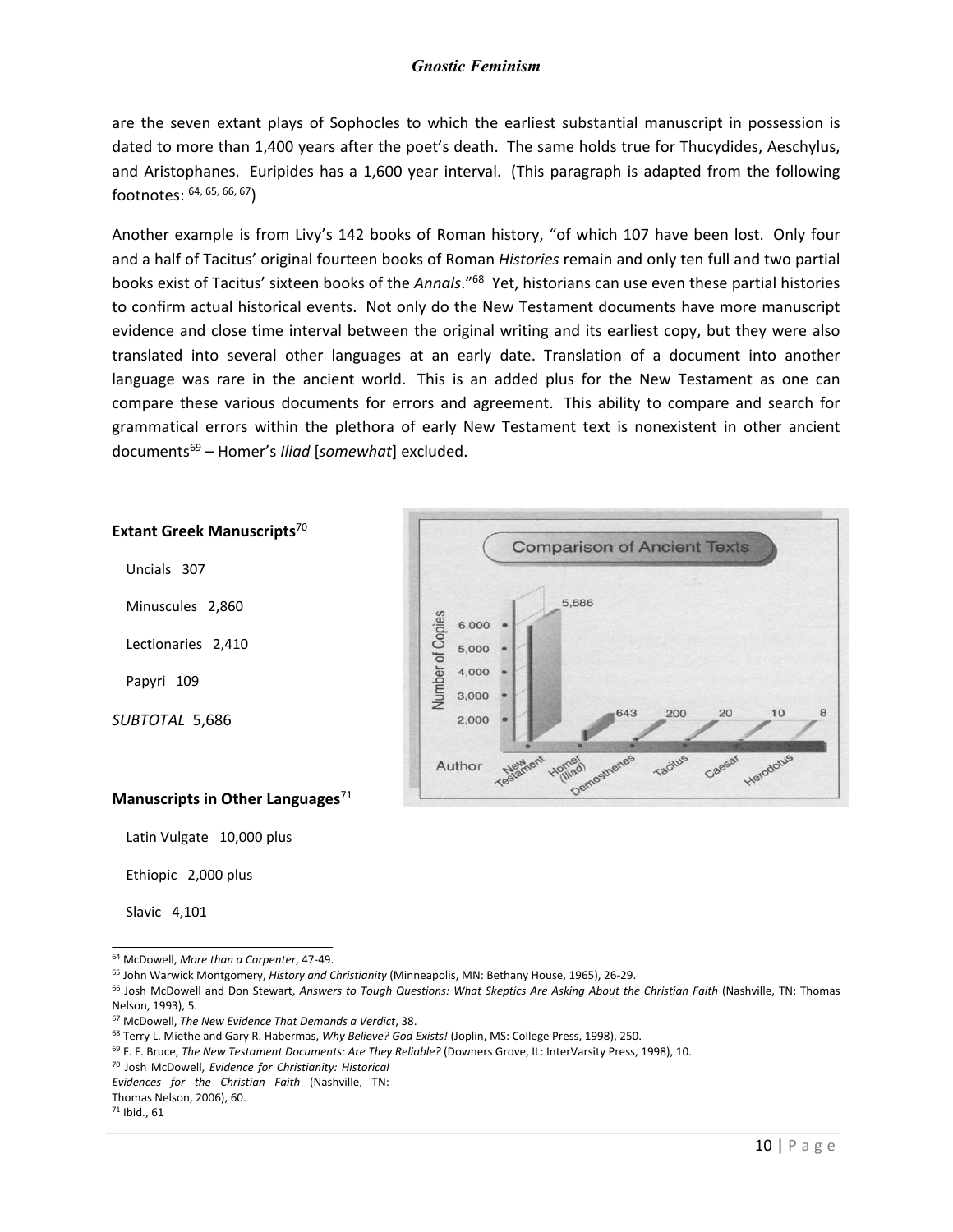are the seven extant plays of Sophocles to which the earliest substantial manuscript in possession is dated to more than 1,400 years after the poet's death. The same holds true for Thucydides, Aeschylus, and Aristophanes. Euripides has a 1,600 year interval. (This paragraph is adapted from the following footnotes: [64, 65, 66, 67])

Another example is from Livy's 142 books of Roman history, "of which 107 have been lost. Only four and a half of Tacitus' original fourteen books of Roman *Histories* remain and only ten full and two partial books exist of Tacitus' sixteen books of the *Annals*."[68] Yet, historians can use even these partial histories to confirm actual historical events. Not only do the New Testament documents have more manuscript evidence and close time interval between the original writing and its earliest copy, but they were also translated into several other languages at an early date. Translation of a document into another language was rare in the ancient world. This is an added plus for the New Testament as one can compare these various documents for errors and agreement. This ability to compare and search for grammatical errors within the plethora of early New Testament text is nonexistent in other ancient documents[69] – Homer's *Iliad* [*somewhat*] excluded.

**Extant Greek Manuscripts**[70]

Uncials 307

Minuscules 2,860

Lectionaries 2,410

Papyri 109

*SUBTOTAL* 5,686

**Comparison of Ancient Texts**

| Author | Number of Copies |
|---|---|
| New Testament | 5,686 |
| Homer (Iliad) | 643 |
| Demosthenes | 200 |
| Tacitus | 20 |
| Caesar | 10 |
| Herodotus | 8 |

**Manuscripts in Other Languages**[71]

Latin Vulgate 10,000 plus

Ethiopic 2,000 plus

Slavic 4,101

---

[64] McDowell, *More than a Carpenter*, 47-49.

[65] John Warwick Montgomery, *History and Christianity* (Minneapolis, MN: Bethany House, 1965), 26-29.

[66] Josh McDowell and Don Stewart, *Answers to Tough Questions: What Skeptics Are Asking About the Christian Faith* (Nashville, TN: Thomas Nelson, 1993), 5.

[67] McDowell, *The New Evidence That Demands a Verdict*, 38.

[68] Terry L. Miethe and Gary R. Habermas, *Why Believe? God Exists!* (Joplin, MS: College Press, 1998), 250.

[69] F. F. Bruce, *The New Testament Documents: Are They Reliable?* (Downers Grove, IL: InterVarsity Press, 1998), 10.

[70] Josh McDowell, *Evidence for Christianity: Historical Evidences for the Christian Faith* (Nashville, TN: Thomas Nelson, 2006), 60.

[71] Ibid., 61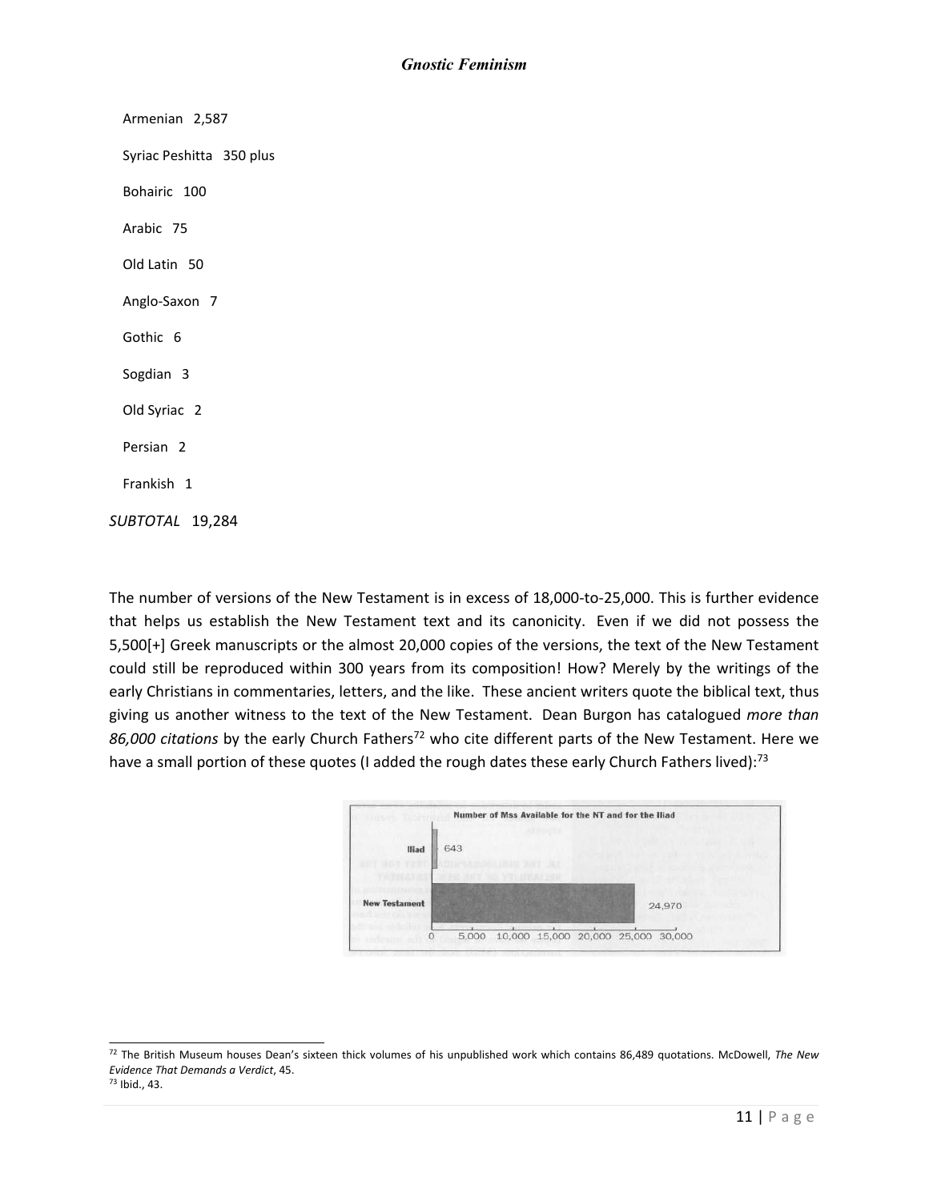Armenian 2,587

Syriac Peshitta 350 plus

Bohairic 100

Arabic 75

Old Latin 50

Anglo-Saxon 7

Gothic 6

Sogdian 3

Old Syriac 2

Persian 2

Frankish 1

*SUBTOTAL* 19,284

The number of versions of the New Testament is in excess of 18,000-to-25,000. This is further evidence that helps us establish the New Testament text and its canonicity. Even if we did not possess the 5,500[+] Greek manuscripts or the almost 20,000 copies of the versions, the text of the New Testament could still be reproduced within 300 years from its composition! How? Merely by the writings of the early Christians in commentaries, letters, and the like. These ancient writers quote the biblical text, thus giving us another witness to the text of the New Testament. Dean Burgon has catalogued *more than 86,000 citations* by the early Church Fathers[72] who cite different parts of the New Testament. Here we have a small portion of these quotes (I added the rough dates these early Church Fathers lived):[73]

Number of Mss Available for the NT and for the Iliad

| | Number of Mss |
|---|---|
| Iliad | 643 |
| New Testament | 24,970 |

---

[72] The British Museum houses Dean's sixteen thick volumes of his unpublished work which contains 86,489 quotations. McDowell, *The New Evidence That Demands a Verdict*, 45.

[73] Ibid., 43.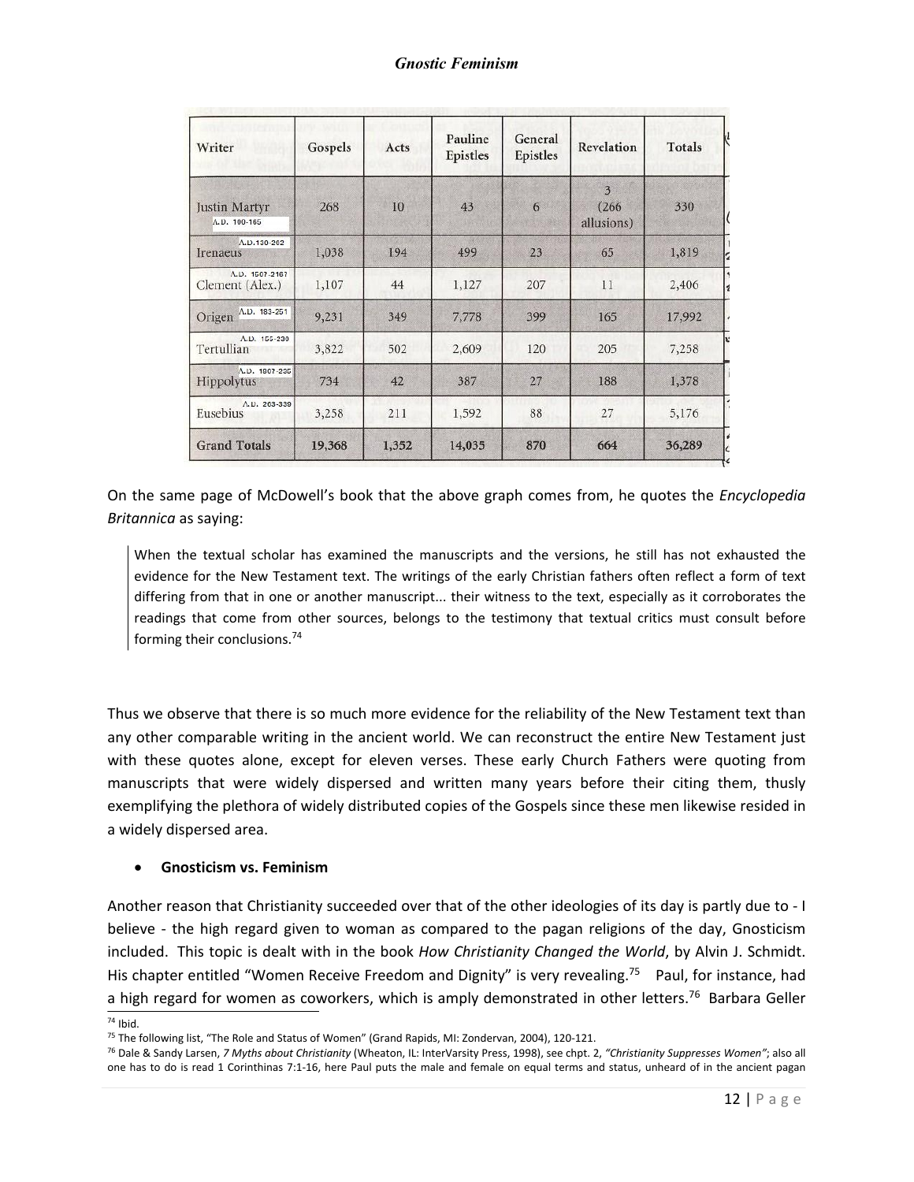| Writer | Gospels | Acts | Pauline Epistles | General Epistles | Revelation | Totals |
|---|---|---|---|---|---|---|
| Justin Martyr A.D. 100-165 | 268 | 10 | 43 | 6 | 3 (266 allusions) | 330 |
| Irenaeus A.D.130-202 | 1,038 | 194 | 499 | 23 | 65 | 1,819 |
| Clement (Alex.) A.D. 150?-216? | 1,107 | 44 | 1,127 | 207 | 11 | 2,406 |
| Origen A.D. 183-251 | 9,231 | 349 | 7,778 | 399 | 165 | 17,992 |
| Tertullian A.D. 155-230 | 3,822 | 502 | 2,609 | 120 | 205 | 7,258 |
| Hippolytus A.D. 180?-235 | 734 | 42 | 387 | 27 | 188 | 1,378 |
| Eusebius A.D. 263-339 | 3,258 | 211 | 1,592 | 88 | 27 | 5,176 |
| Grand Totals | 19,368 | 1,352 | 14,035 | 870 | 664 | 36,289 |

On the same page of McDowell's book that the above graph comes from, he quotes the *Encyclopedia Britannica* as saying:

> When the textual scholar has examined the manuscripts and the versions, he still has not exhausted the evidence for the New Testament text. The writings of the early Christian fathers often reflect a form of text differing from that in one or another manuscript... their witness to the text, especially as it corroborates the readings that come from other sources, belongs to the testimony that textual critics must consult before forming their conclusions.[74]

Thus we observe that there is so much more evidence for the reliability of the New Testament text than any other comparable writing in the ancient world. We can reconstruct the entire New Testament just with these quotes alone, except for eleven verses. These early Church Fathers were quoting from manuscripts that were widely dispersed and written many years before their citing them, thusly exemplifying the plethora of widely distributed copies of the Gospels since these men likewise resided in a widely dispersed area.

- **Gnosticism vs. Feminism**

Another reason that Christianity succeeded over that of the other ideologies of its day is partly due to - I believe - the high regard given to woman as compared to the pagan religions of the day, Gnosticism included. This topic is dealt with in the book *How Christianity Changed the World*, by Alvin J. Schmidt. His chapter entitled "Women Receive Freedom and Dignity" is very revealing.[75] Paul, for instance, had a high regard for women as coworkers, which is amply demonstrated in other letters.[76] Barbara Geller

---

[74] Ibid.

[75] The following list, "The Role and Status of Women" (Grand Rapids, MI: Zondervan, 2004), 120-121.

[76] Dale & Sandy Larsen, *7 Myths about Christianity* (Wheaton, IL: InterVarsity Press, 1998), see chpt. 2, *"Christianity Suppresses Women"*; also all one has to do is read 1 Corinthinas 7:1-16, here Paul puts the male and female on equal terms and status, unheard of in the ancient pagan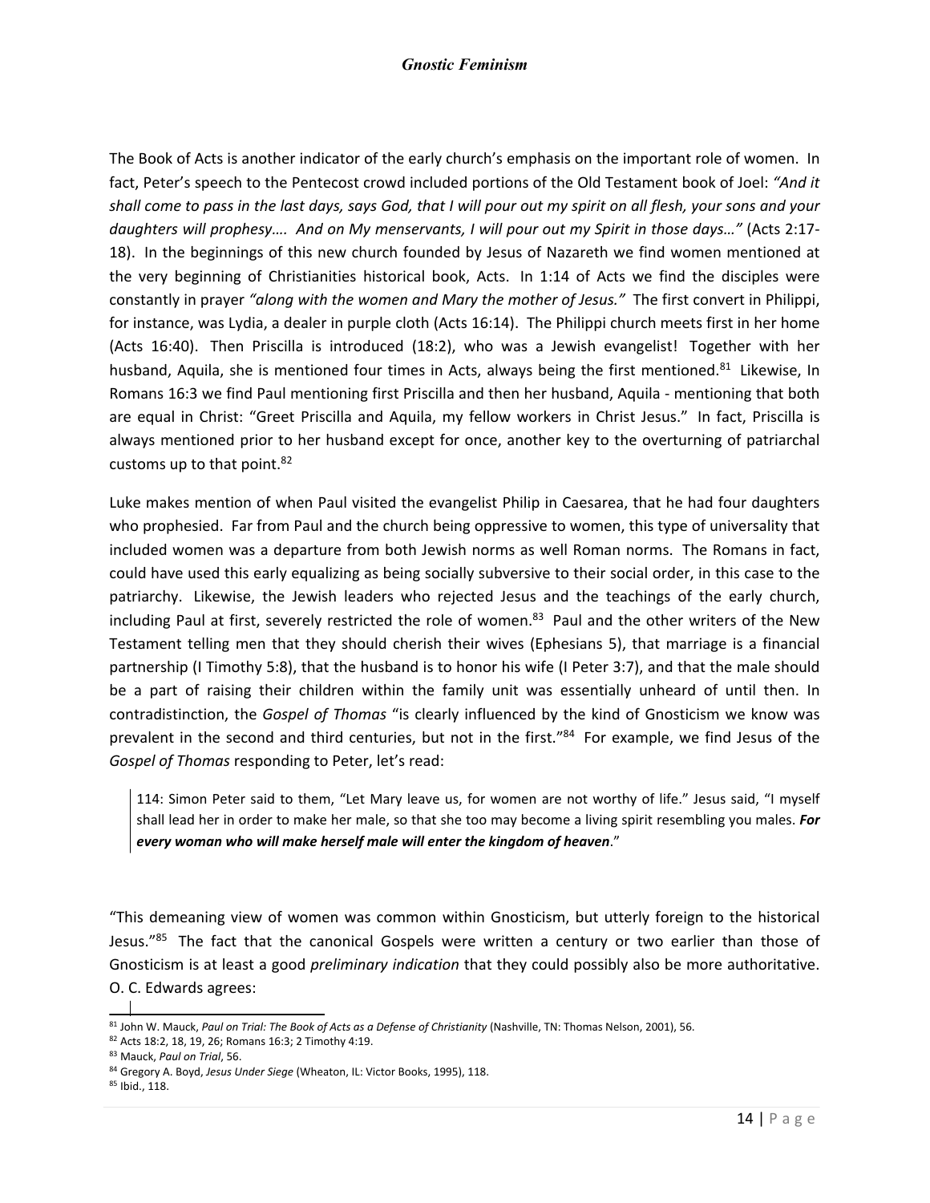The Book of Acts is another indicator of the early church's emphasis on the important role of women. In fact, Peter's speech to the Pentecost crowd included portions of the Old Testament book of Joel: *"And it shall come to pass in the last days, says God, that I will pour out my spirit on all flesh, your sons and your daughters will prophesy…. And on My menservants, I will pour out my Spirit in those days…"* (Acts 2:17-18). In the beginnings of this new church founded by Jesus of Nazareth we find women mentioned at the very beginning of Christianities historical book, Acts. In 1:14 of Acts we find the disciples were constantly in prayer *"along with the women and Mary the mother of Jesus."* The first convert in Philippi, for instance, was Lydia, a dealer in purple cloth (Acts 16:14). The Philippi church meets first in her home (Acts 16:40). Then Priscilla is introduced (18:2), who was a Jewish evangelist! Together with her husband, Aquila, she is mentioned four times in Acts, always being the first mentioned.[81] Likewise, In Romans 16:3 we find Paul mentioning first Priscilla and then her husband, Aquila - mentioning that both are equal in Christ: "Greet Priscilla and Aquila, my fellow workers in Christ Jesus." In fact, Priscilla is always mentioned prior to her husband except for once, another key to the overturning of patriarchal customs up to that point.[82]

Luke makes mention of when Paul visited the evangelist Philip in Caesarea, that he had four daughters who prophesied. Far from Paul and the church being oppressive to women, this type of universality that included women was a departure from both Jewish norms as well Roman norms. The Romans in fact, could have used this early equalizing as being socially subversive to their social order, in this case to the patriarchy. Likewise, the Jewish leaders who rejected Jesus and the teachings of the early church, including Paul at first, severely restricted the role of women.[83] Paul and the other writers of the New Testament telling men that they should cherish their wives (Ephesians 5), that marriage is a financial partnership (I Timothy 5:8), that the husband is to honor his wife (I Peter 3:7), and that the male should be a part of raising their children within the family unit was essentially unheard of until then. In contradistinction, the *Gospel of Thomas* "is clearly influenced by the kind of Gnosticism we know was prevalent in the second and third centuries, but not in the first."[84] For example, we find Jesus of the *Gospel of Thomas* responding to Peter, let's read:

> 114: Simon Peter said to them, "Let Mary leave us, for women are not worthy of life." Jesus said, "I myself shall lead her in order to make her male, so that she too may become a living spirit resembling you males. ***For every woman who will make herself male will enter the kingdom of heaven***."

"This demeaning view of women was common within Gnosticism, but utterly foreign to the historical Jesus."[85] The fact that the canonical Gospels were written a century or two earlier than those of Gnosticism is at least a good *preliminary indication* that they could possibly also be more authoritative. O. C. Edwards agrees:

---

[81] John W. Mauck, *Paul on Trial: The Book of Acts as a Defense of Christianity* (Nashville, TN: Thomas Nelson, 2001), 56.

[82] Acts 18:2, 18, 19, 26; Romans 16:3; 2 Timothy 4:19.

[83] Mauck, *Paul on Trial*, 56.

[84] Gregory A. Boyd, *Jesus Under Siege* (Wheaton, IL: Victor Books, 1995), 118.

[85] Ibid., 118.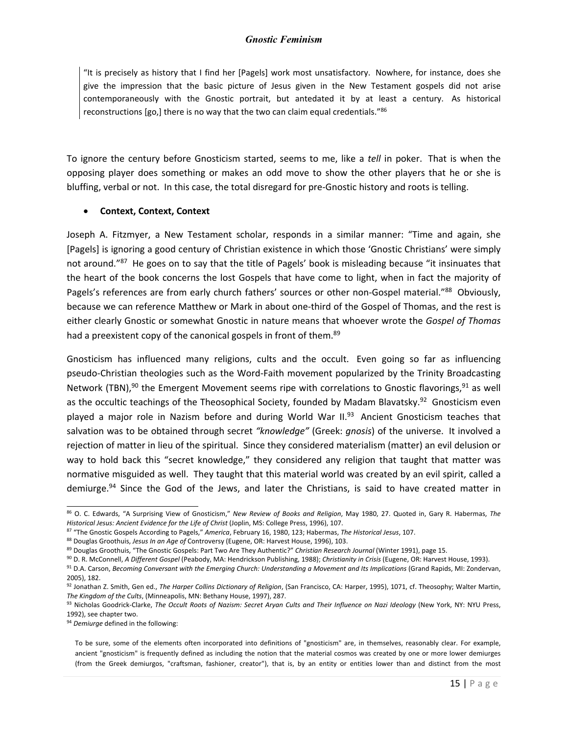> "It is precisely as history that I find her [Pagels] work most unsatisfactory. Nowhere, for instance, does she give the impression that the basic picture of Jesus given in the New Testament gospels did not arise contemporaneously with the Gnostic portrait, but antedated it by at least a century. As historical reconstructions [go,] there is no way that the two can claim equal credentials."[86]

To ignore the century before Gnosticism started, seems to me, like a *tell* in poker. That is when the opposing player does something or makes an odd move to show the other players that he or she is bluffing, verbal or not. In this case, the total disregard for pre-Gnostic history and roots is telling.

- **Context, Context, Context**

Joseph A. Fitzmyer, a New Testament scholar, responds in a similar manner: "Time and again, she [Pagels] is ignoring a good century of Christian existence in which those 'Gnostic Christians' were simply not around."[87] He goes on to say that the title of Pagels' book is misleading because "it insinuates that the heart of the book concerns the lost Gospels that have come to light, when in fact the majority of Pagels's references are from early church fathers' sources or other non-Gospel material."[88] Obviously, because we can reference Matthew or Mark in about one-third of the Gospel of Thomas, and the rest is either clearly Gnostic or somewhat Gnostic in nature means that whoever wrote the *Gospel of Thomas* had a preexistent copy of the canonical gospels in front of them.[89]

Gnosticism has influenced many religions, cults and the occult. Even going so far as influencing pseudo-Christian theologies such as the Word-Faith movement popularized by the Trinity Broadcasting Network (TBN),[90] the Emergent Movement seems ripe with correlations to Gnostic flavorings,[91] as well as the occultic teachings of the Theosophical Society, founded by Madam Blavatsky.[92] Gnosticism even played a major role in Nazism before and during World War II.[93] Ancient Gnosticism teaches that salvation was to be obtained through secret *"knowledge"* (Greek: *gnosis*) of the universe. It involved a rejection of matter in lieu of the spiritual. Since they considered materialism (matter) an evil delusion or way to hold back this "secret knowledge," they considered any religion that taught that matter was normative misguided as well. They taught that this material world was created by an evil spirit, called a demiurge.[94] Since the God of the Jews, and later the Christians, is said to have created matter in

---

[86] O. C. Edwards, "A Surprising View of Gnosticism," *New Review of Books and Religion*, May 1980, 27. Quoted in, Gary R. Habermas, *The Historical Jesus: Ancient Evidence for the Life of Christ* (Joplin, MS: College Press, 1996), 107.

[87] "The Gnostic Gospels According to Pagels," *America*, February 16, 1980, 123; Habermas, *The Historical Jesus*, 107.

[88] Douglas Groothuis, *Jesus In an Age of* Controversy (Eugene, OR: Harvest House, 1996), 103.

[89] Douglas Groothuis, "The Gnostic Gospels: Part Two Are They Authentic?" *Christian Research Journal* (Winter 1991), page 15.

[90] D. R. McConnell, *A Different Gospel* (Peabody, MA: Hendrickson Publishing, 1988); *Christianity in Crisis* (Eugene, OR: Harvest House, 1993).

[91] D.A. Carson, *Becoming Conversant with the Emerging Church: Understanding a Movement and Its Implications* (Grand Rapids, MI: Zondervan, 2005), 182.

[92] Jonathan Z. Smith, Gen ed., *The Harper Collins Dictionary of Religion*, (San Francisco, CA: Harper, 1995), 1071, cf. Theosophy; Walter Martin, *The Kingdom of the Cults*, (Minneapolis, MN: Bethany House, 1997), 287.

[93] Nicholas Goodrick-Clarke, *The Occult Roots of Nazism: Secret Aryan Cults and Their Influence on Nazi Ideology* (New York, NY: NYU Press, 1992), see chapter two.

[94] *Demiurge* defined in the following:

> To be sure, some of the elements often incorporated into definitions of "gnosticism" are, in themselves, reasonably clear. For example, ancient "gnosticism" is frequently defined as including the notion that the material cosmos was created by one or more lower demiurges (from the Greek demiurgos, "craftsman, fashioner, creator"), that is, by an entity or entities lower than and distinct from the most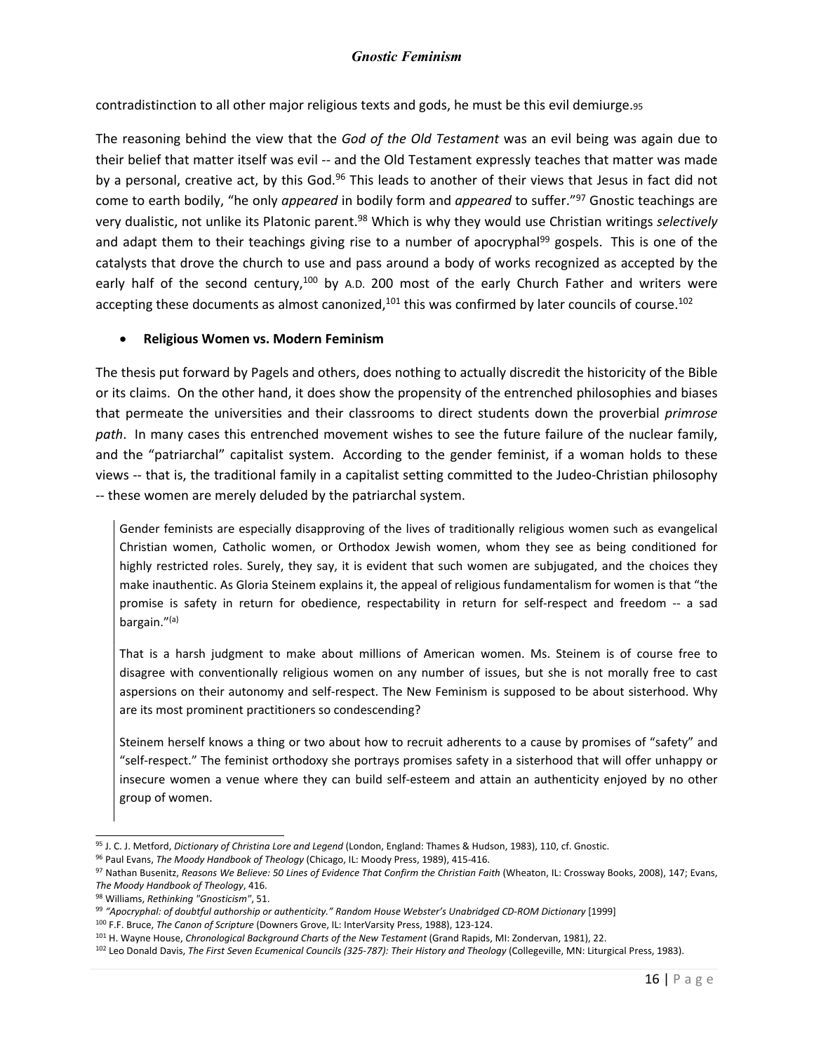contradistinction to all other major religious texts and gods, he must be this evil demiurge.[95]

The reasoning behind the view that the *God of the Old Testament* was an evil being was again due to their belief that matter itself was evil -- and the Old Testament expressly teaches that matter was made by a personal, creative act, by this God.[96] This leads to another of their views that Jesus in fact did not come to earth bodily, "he only *appeared* in bodily form and *appeared* to suffer."[97] Gnostic teachings are very dualistic, not unlike its Platonic parent.[98] Which is why they would use Christian writings *selectively* and adapt them to their teachings giving rise to a number of apocryphal[99] gospels. This is one of the catalysts that drove the church to use and pass around a body of works recognized as accepted by the early half of the second century,[100] by A.D. 200 most of the early Church Father and writers were accepting these documents as almost canonized,[101] this was confirmed by later councils of course.[102]

- **Religious Women vs. Modern Feminism**

The thesis put forward by Pagels and others, does nothing to actually discredit the historicity of the Bible or its claims. On the other hand, it does show the propensity of the entrenched philosophies and biases that permeate the universities and their classrooms to direct students down the proverbial *primrose path*. In many cases this entrenched movement wishes to see the future failure of the nuclear family, and the "patriarchal" capitalist system. According to the gender feminist, if a woman holds to these views -- that is, the traditional family in a capitalist setting committed to the Judeo-Christian philosophy -- these women are merely deluded by the patriarchal system.

> Gender feminists are especially disapproving of the lives of traditionally religious women such as evangelical Christian women, Catholic women, or Orthodox Jewish women, whom they see as being conditioned for highly restricted roles. Surely, they say, it is evident that such women are subjugated, and the choices they make inauthentic. As Gloria Steinem explains it, the appeal of religious fundamentalism for women is that "the promise is safety in return for obedience, respectability in return for self-respect and freedom -- a sad bargain."[(a)]
>
> That is a harsh judgment to make about millions of American women. Ms. Steinem is of course free to disagree with conventionally religious women on any number of issues, but she is not morally free to cast aspersions on their autonomy and self-respect. The New Feminism is supposed to be about sisterhood. Why are its most prominent practitioners so condescending?
>
> Steinem herself knows a thing or two about how to recruit adherents to a cause by promises of "safety" and "self-respect." The feminist orthodoxy she portrays promises safety in a sisterhood that will offer unhappy or insecure women a venue where they can build self-esteem and attain an authenticity enjoyed by no other group of women.

---

[95] J. C. J. Metford, *Dictionary of Christina Lore and Legend* (London, England: Thames & Hudson, 1983), 110, cf. Gnostic.

[96] Paul Evans, *The Moody Handbook of Theology* (Chicago, IL: Moody Press, 1989), 415-416.

[97] Nathan Busenitz, *Reasons We Believe: 50 Lines of Evidence That Confirm the Christian Faith* (Wheaton, IL: Crossway Books, 2008), 147; Evans, *The Moody Handbook of Theology*, 416.

[98] Williams, *Rethinking "Gnosticism"*, 51.

[99] *"Apocryphal: of doubtful authorship or authenticity." Random House Webster's Unabridged CD-ROM Dictionary* [1999]

[100] F.F. Bruce, *The Canon of Scripture* (Downers Grove, IL: InterVarsity Press, 1988), 123-124.

[101] H. Wayne House, *Chronological Background Charts of the New Testament* (Grand Rapids, MI: Zondervan, 1981), 22.

[102] Leo Donald Davis, *The First Seven Ecumenical Councils (325-787): Their History and Theology* (Collegeville, MN: Liturgical Press, 1983).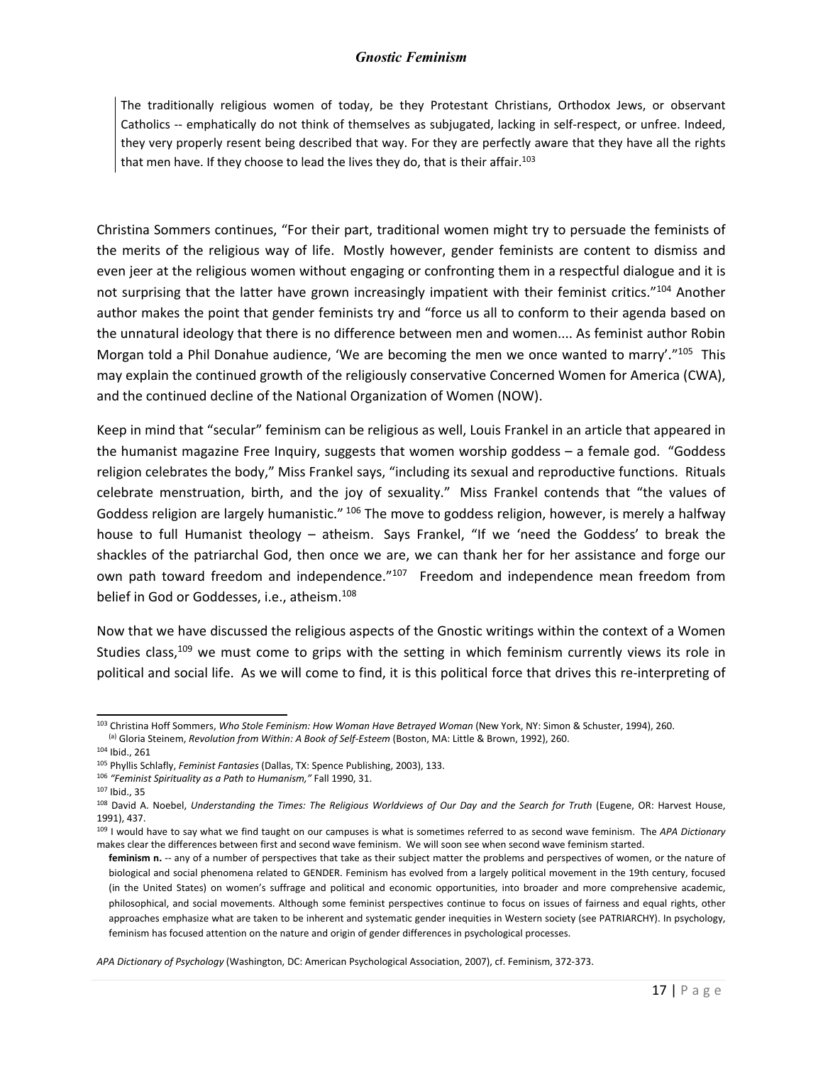> The traditionally religious women of today, be they Protestant Christians, Orthodox Jews, or observant Catholics -- emphatically do not think of themselves as subjugated, lacking in self-respect, or unfree. Indeed, they very properly resent being described that way. For they are perfectly aware that they have all the rights that men have. If they choose to lead the lives they do, that is their affair.[103]

Christina Sommers continues, "For their part, traditional women might try to persuade the feminists of the merits of the religious way of life. Mostly however, gender feminists are content to dismiss and even jeer at the religious women without engaging or confronting them in a respectful dialogue and it is not surprising that the latter have grown increasingly impatient with their feminist critics."[104] Another author makes the point that gender feminists try and "force us all to conform to their agenda based on the unnatural ideology that there is no difference between men and women.... As feminist author Robin Morgan told a Phil Donahue audience, 'We are becoming the men we once wanted to marry'."[105] This may explain the continued growth of the religiously conservative Concerned Women for America (CWA), and the continued decline of the National Organization of Women (NOW).

Keep in mind that "secular" feminism can be religious as well, Louis Frankel in an article that appeared in the humanist magazine Free Inquiry, suggests that women worship goddess – a female god. "Goddess religion celebrates the body," Miss Frankel says, "including its sexual and reproductive functions. Rituals celebrate menstruation, birth, and the joy of sexuality." Miss Frankel contends that "the values of Goddess religion are largely humanistic." [106] The move to goddess religion, however, is merely a halfway house to full Humanist theology – atheism. Says Frankel, "If we 'need the Goddess' to break the shackles of the patriarchal God, then once we are, we can thank her for her assistance and forge our own path toward freedom and independence."[107] Freedom and independence mean freedom from belief in God or Goddesses, i.e., atheism.[108]

Now that we have discussed the religious aspects of the Gnostic writings within the context of a Women Studies class,[109] we must come to grips with the setting in which feminism currently views its role in political and social life. As we will come to find, it is this political force that drives this re-interpreting of

---

[103] Christina Hoff Sommers, *Who Stole Feminism: How Woman Have Betrayed Woman* (New York, NY: Simon & Schuster, 1994), 260.
[a] Gloria Steinem, *Revolution from Within: A Book of Self-Esteem* (Boston, MA: Little & Brown, 1992), 260.

[104] Ibid., 261

[105] Phyllis Schlafly, *Feminist Fantasies* (Dallas, TX: Spence Publishing, 2003), 133.

[106] *"Feminist Spirituality as a Path to Humanism,"* Fall 1990, 31.

[107] Ibid., 35

[108] David A. Noebel, *Understanding the Times: The Religious Worldviews of Our Day and the Search for Truth* (Eugene, OR: Harvest House, 1991), 437.

[109] I would have to say what we find taught on our campuses is what is sometimes referred to as second wave feminism. The *APA Dictionary* makes clear the differences between first and second wave feminism. We will soon see when second wave feminism started.

> **feminism n.** -- any of a number of perspectives that take as their subject matter the problems and perspectives of women, or the nature of biological and social phenomena related to GENDER. Feminism has evolved from a largely political movement in the 19th century, focused (in the United States) on women's suffrage and political and economic opportunities, into broader and more comprehensive academic, philosophical, and social movements. Although some feminist perspectives continue to focus on issues of fairness and equal rights, other approaches emphasize what are taken to be inherent and systematic gender inequities in Western society (see PATRIARCHY). In psychology, feminism has focused attention on the nature and origin of gender differences in psychological processes.

*APA Dictionary of Psychology* (Washington, DC: American Psychological Association, 2007), cf. Feminism, 372-373.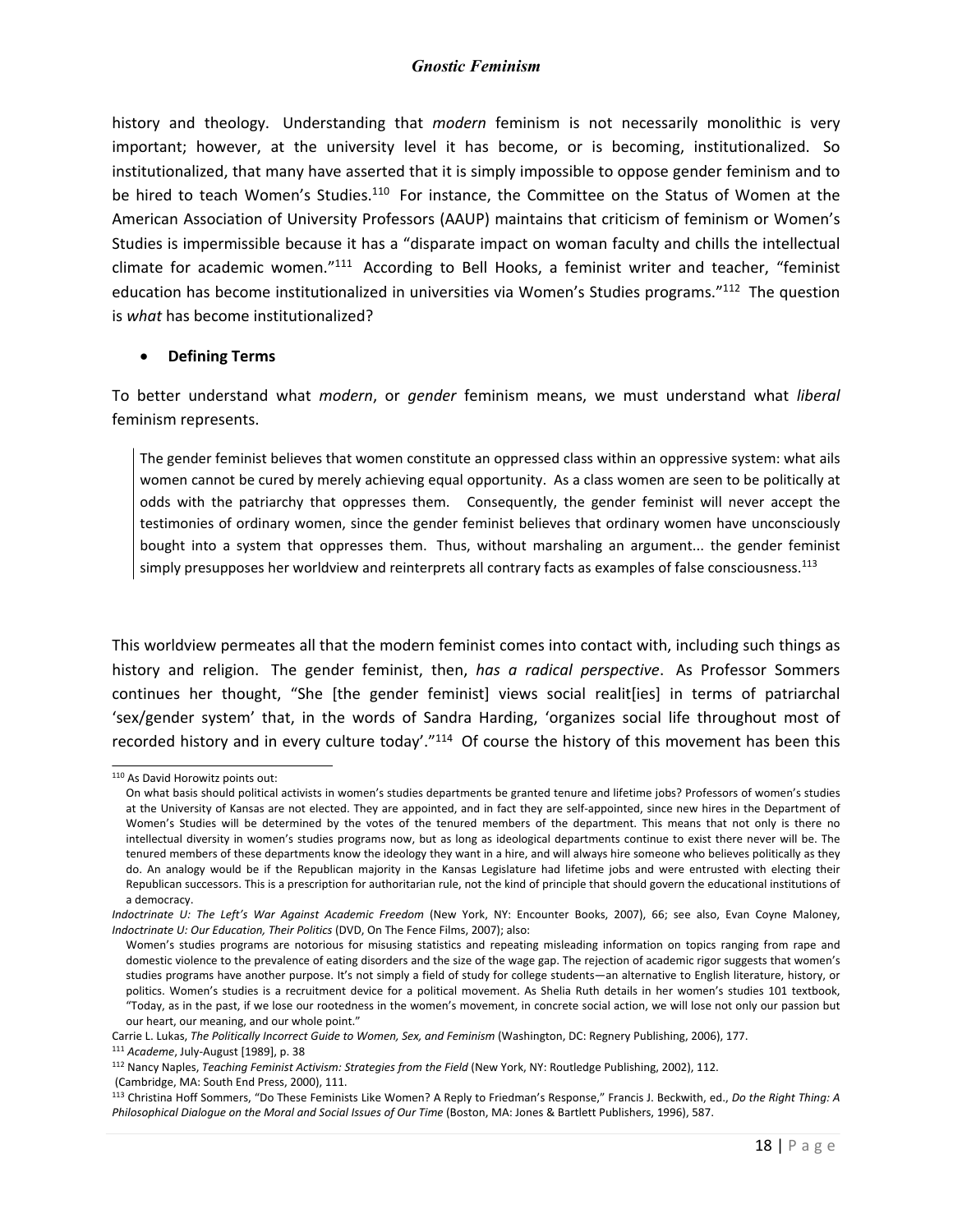history and theology. Understanding that *modern* feminism is not necessarily monolithic is very important; however, at the university level it has become, or is becoming, institutionalized. So institutionalized, that many have asserted that it is simply impossible to oppose gender feminism and to be hired to teach Women's Studies.[110] For instance, the Committee on the Status of Women at the American Association of University Professors (AAUP) maintains that criticism of feminism or Women's Studies is impermissible because it has a "disparate impact on woman faculty and chills the intellectual climate for academic women."[111] According to Bell Hooks, a feminist writer and teacher, "feminist education has become institutionalized in universities via Women's Studies programs."[112] The question is *what* has become institutionalized?

- **Defining Terms**

To better understand what *modern*, or *gender* feminism means, we must understand what *liberal* feminism represents.

> The gender feminist believes that women constitute an oppressed class within an oppressive system: what ails women cannot be cured by merely achieving equal opportunity. As a class women are seen to be politically at odds with the patriarchy that oppresses them. Consequently, the gender feminist will never accept the testimonies of ordinary women, since the gender feminist believes that ordinary women have unconsciously bought into a system that oppresses them. Thus, without marshaling an argument... the gender feminist simply presupposes her worldview and reinterprets all contrary facts as examples of false consciousness.[113]

This worldview permeates all that the modern feminist comes into contact with, including such things as history and religion. The gender feminist, then, *has a radical perspective*. As Professor Sommers continues her thought, "She [the gender feminist] views social realit[ies] in terms of patriarchal 'sex/gender system' that, in the words of Sandra Harding, 'organizes social life throughout most of recorded history and in every culture today'."[114] Of course the history of this movement has been this

---

[110] As David Horowitz points out:

> On what basis should political activists in women's studies departments be granted tenure and lifetime jobs? Professors of women's studies at the University of Kansas are not elected. They are appointed, and in fact they are self-appointed, since new hires in the Department of Women's Studies will be determined by the votes of the tenured members of the department. This means that not only is there no intellectual diversity in women's studies programs now, but as long as ideological departments continue to exist there never will be. The tenured members of these departments know the ideology they want in a hire, and will always hire someone who believes politically as they do. An analogy would be if the Republican majority in the Kansas Legislature had lifetime jobs and were entrusted with electing their Republican successors. This is a prescription for authoritarian rule, not the kind of principle that should govern the educational institutions of a democracy.

*Indoctrinate U: The Left's War Against Academic Freedom* (New York, NY: Encounter Books, 2007), 66; see also, Evan Coyne Maloney, *Indoctrinate U: Our Education, Their Politics* (DVD, On The Fence Films, 2007); also:

> Women's studies programs are notorious for misusing statistics and repeating misleading information on topics ranging from rape and domestic violence to the prevalence of eating disorders and the size of the wage gap. The rejection of academic rigor suggests that women's studies programs have another purpose. It's not simply a field of study for college students—an alternative to English literature, history, or politics. Women's studies is a recruitment device for a political movement. As Shelia Ruth details in her women's studies 101 textbook, "Today, as in the past, if we lose our rootedness in the women's movement, in concrete social action, we will lose not only our passion but our heart, our meaning, and our whole point."

Carrie L. Lukas, *The Politically Incorrect Guide to Women, Sex, and Feminism* (Washington, DC: Regnery Publishing, 2006), 177.

[111] *Academe*, July-August [1989], p. 38

[112] Nancy Naples, *Teaching Feminist Activism: Strategies from the Field* (New York, NY: Routledge Publishing, 2002), 112.
(Cambridge, MA: South End Press, 2000), 111.

[113] Christina Hoff Sommers, "Do These Feminists Like Women? A Reply to Friedman's Response," Francis J. Beckwith, ed., *Do the Right Thing: A Philosophical Dialogue on the Moral and Social Issues of Our Time* (Boston, MA: Jones & Bartlett Publishers, 1996), 587.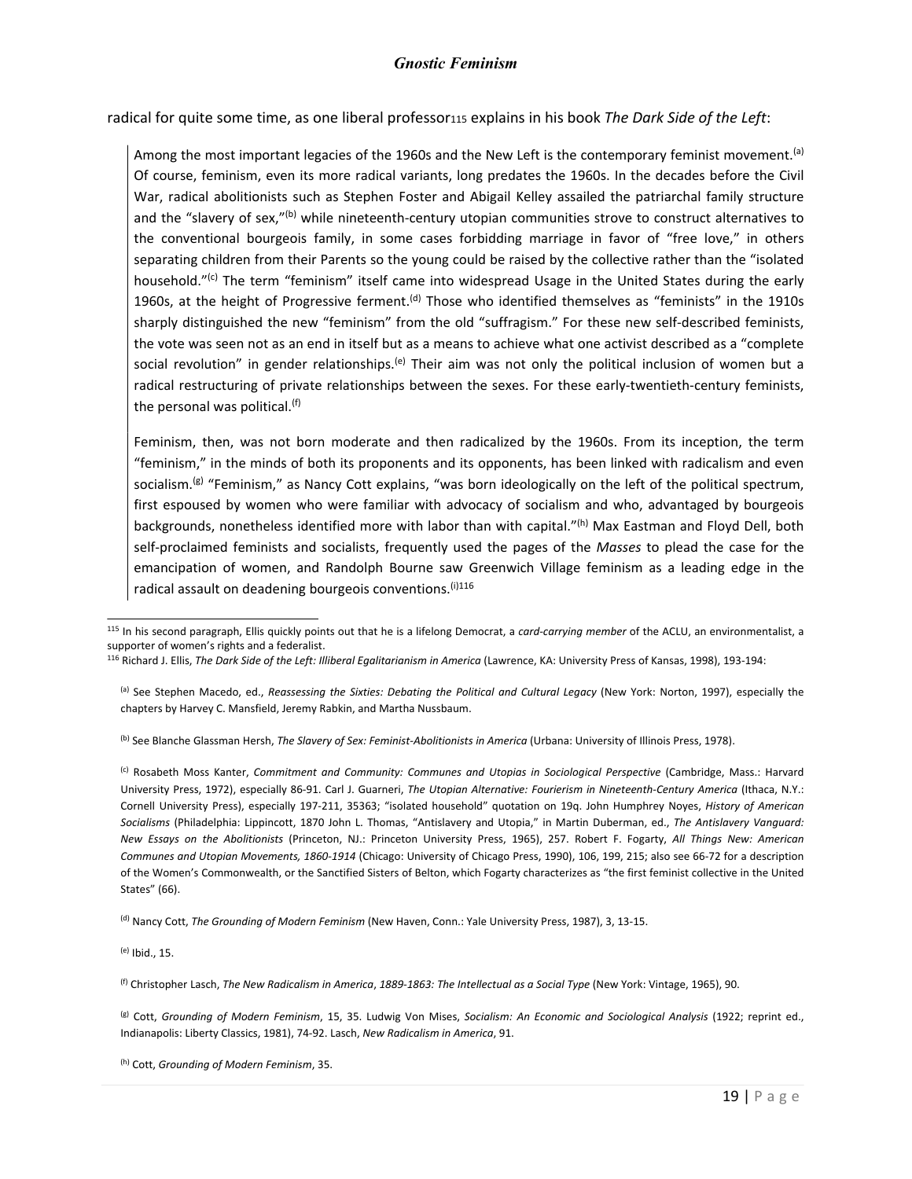radical for quite some time, as one liberal professor[115] explains in his book *The Dark Side of the Left*:

> Among the most important legacies of the 1960s and the New Left is the contemporary feminist movement.[(a)] Of course, feminism, even its more radical variants, long predates the 1960s. In the decades before the Civil War, radical abolitionists such as Stephen Foster and Abigail Kelley assailed the patriarchal family structure and the "slavery of sex,"[(b)] while nineteenth-century utopian communities strove to construct alternatives to the conventional bourgeois family, in some cases forbidding marriage in favor of "free love," in others separating children from their Parents so the young could be raised by the collective rather than the "isolated household."[(c)] The term "feminism" itself came into widespread Usage in the United States during the early 1960s, at the height of Progressive ferment.[(d)] Those who identified themselves as "feminists" in the 1910s sharply distinguished the new "feminism" from the old "suffragism." For these new self-described feminists, the vote was seen not as an end in itself but as a means to achieve what one activist described as a "complete social revolution" in gender relationships.[(e)] Their aim was not only the political inclusion of women but a radical restructuring of private relationships between the sexes. For these early-twentieth-century feminists, the personal was political.[(f)]
>
> Feminism, then, was not born moderate and then radicalized by the 1960s. From its inception, the term "feminism," in the minds of both its proponents and its opponents, has been linked with radicalism and even socialism.[(g)] "Feminism," as Nancy Cott explains, "was born ideologically on the left of the political spectrum, first espoused by women who were familiar with advocacy of socialism and who, advantaged by bourgeois backgrounds, nonetheless identified more with labor than with capital."[(h)] Max Eastman and Floyd Dell, both self-proclaimed feminists and socialists, frequently used the pages of the *Masses* to plead the case for the emancipation of women, and Randolph Bourne saw Greenwich Village feminism as a leading edge in the radical assault on deadening bourgeois conventions.[(i)][116]

---

[115] In his second paragraph, Ellis quickly points out that he is a lifelong Democrat, a *card-carrying member* of the ACLU, an environmentalist, a supporter of women's rights and a federalist.

[116] Richard J. Ellis, *The Dark Side of the Left: Illiberal Egalitarianism in America* (Lawrence, KA: University Press of Kansas, 1998), 193-194:

(a) See Stephen Macedo, ed., *Reassessing the Sixties: Debating the Political and Cultural Legacy* (New York: Norton, 1997), especially the chapters by Harvey C. Mansfield, Jeremy Rabkin, and Martha Nussbaum.

(b) See Blanche Glassman Hersh, *The Slavery of Sex: Feminist-Abolitionists in America* (Urbana: University of Illinois Press, 1978).

(c) Rosabeth Moss Kanter, *Commitment and Community: Communes and Utopias in Sociological Perspective* (Cambridge, Mass.: Harvard University Press, 1972), especially 86-91. Carl J. Guarneri, *The Utopian Alternative: Fourierism in Nineteenth-Century America* (Ithaca, N.Y.: Cornell University Press), especially 197-211, 35363; "isolated household" quotation on 19q. John Humphrey Noyes, *History of American Socialisms* (Philadelphia: Lippincott, 1870 John L. Thomas, "Antislavery and Utopia," in Martin Duberman, ed., *The Antislavery Vanguard: New Essays on the Abolitionists* (Princeton, NJ.: Princeton University Press, 1965), 257. Robert F. Fogarty, *All Things New: American Communes and Utopian Movements, 1860-1914* (Chicago: University of Chicago Press, 1990), 106, 199, 215; also see 66-72 for a description of the Women's Commonwealth, or the Sanctified Sisters of Belton, which Fogarty characterizes as "the first feminist collective in the United States" (66).

(d) Nancy Cott, *The Grounding of Modern Feminism* (New Haven, Conn.: Yale University Press, 1987), 3, 13-15.

(e) Ibid., 15.

(f) Christopher Lasch, *The New Radicalism in America*, *1889-1863: The Intellectual as a Social Type* (New York: Vintage, 1965), 90.

(g) Cott, *Grounding of Modern Feminism*, 15, 35. Ludwig Von Mises, *Socialism: An Economic and Sociological Analysis* (1922; reprint ed., Indianapolis: Liberty Classics, 1981), 74-92. Lasch, *New Radicalism in America*, 91.

(h) Cott, *Grounding of Modern Feminism*, 35.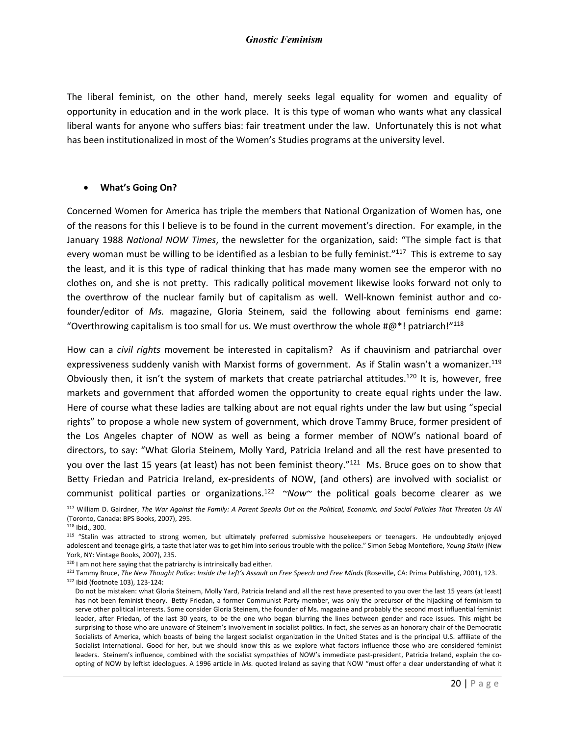The liberal feminist, on the other hand, merely seeks legal equality for women and equality of opportunity in education and in the work place. It is this type of woman who wants what any classical liberal wants for anyone who suffers bias: fair treatment under the law. Unfortunately this is not what has been institutionalized in most of the Women's Studies programs at the university level.

- **What's Going On?**

Concerned Women for America has triple the members that National Organization of Women has, one of the reasons for this I believe is to be found in the current movement's direction. For example, in the January 1988 *National NOW Times*, the newsletter for the organization, said: "The simple fact is that every woman must be willing to be identified as a lesbian to be fully feminist."[117] This is extreme to say the least, and it is this type of radical thinking that has made many women see the emperor with no clothes on, and she is not pretty. This radically political movement likewise looks forward not only to the overthrow of the nuclear family but of capitalism as well. Well-known feminist author and co-founder/editor of *Ms.* magazine, Gloria Steinem, said the following about feminisms end game: "Overthrowing capitalism is too small for us. We must overthrow the whole #@*! patriarch!"[118]

How can a *civil rights* movement be interested in capitalism? As if chauvinism and patriarchal over expressiveness suddenly vanish with Marxist forms of government. As if Stalin wasn't a womanizer.[119] Obviously then, it isn't the system of markets that create patriarchal attitudes.[120] It is, however, free markets and government that afforded women the opportunity to create equal rights under the law. Here of course what these ladies are talking about are not equal rights under the law but using "special rights" to propose a whole new system of government, which drove Tammy Bruce, former president of the Los Angeles chapter of NOW as well as being a former member of NOW's national board of directors, to say: "What Gloria Steinem, Molly Yard, Patricia Ireland and all the rest have presented to you over the last 15 years (at least) has not been feminist theory."[121] Ms. Bruce goes on to show that Betty Friedan and Patricia Ireland, ex-presidents of NOW, (and others) are involved with socialist or communist political parties or organizations.[122] *~Now~* the political goals become clearer as we

---

[117] William D. Gairdner, *The War Against the Family: A Parent Speaks Out on the Political, Economic, and Social Policies That Threaten Us All* (Toronto, Canada: BPS Books, 2007), 295.

[118] Ibid., 300.

[119] "Stalin was attracted to strong women, but ultimately preferred submissive housekeepers or teenagers. He undoubtedly enjoyed adolescent and teenage girls, a taste that later was to get him into serious trouble with the police." Simon Sebag Montefiore, *Young Stalin* (New York, NY: Vintage Books, 2007), 235.

[120] I am not here saying that the patriarchy is intrinsically bad either.

[121] Tammy Bruce, *The New Thought Police: Inside the Left's Assault on Free Speech and Free Minds* (Roseville, CA: Prima Publishing, 2001), 123.

[122] Ibid (footnote 103), 123-124:

Do not be mistaken: what Gloria Steinem, Molly Yard, Patricia Ireland and all the rest have presented to you over the last 15 years (at least) has not been feminist theory. Betty Friedan, a former Communist Party member, was only the precursor of the hijacking of feminism to serve other political interests. Some consider Gloria Steinem, the founder of Ms. magazine and probably the second most influential feminist leader, after Friedan, of the last 30 years, to be the one who began blurring the lines between gender and race issues. This might be surprising to those who are unaware of Steinem's involvement in socialist politics. In fact, she serves as an honorary chair of the Democratic Socialists of America, which boasts of being the largest socialist organization in the United States and is the principal U.S. affiliate of the Socialist International. Good for her, but we should know this as we explore what factors influence those who are considered feminist leaders. Steinem's influence, combined with the socialist sympathies of NOW's immediate past-president, Patricia Ireland, explain the co-opting of NOW by leftist ideologues. A 1996 article in *Ms.* quoted Ireland as saying that NOW "must offer a clear understanding of what it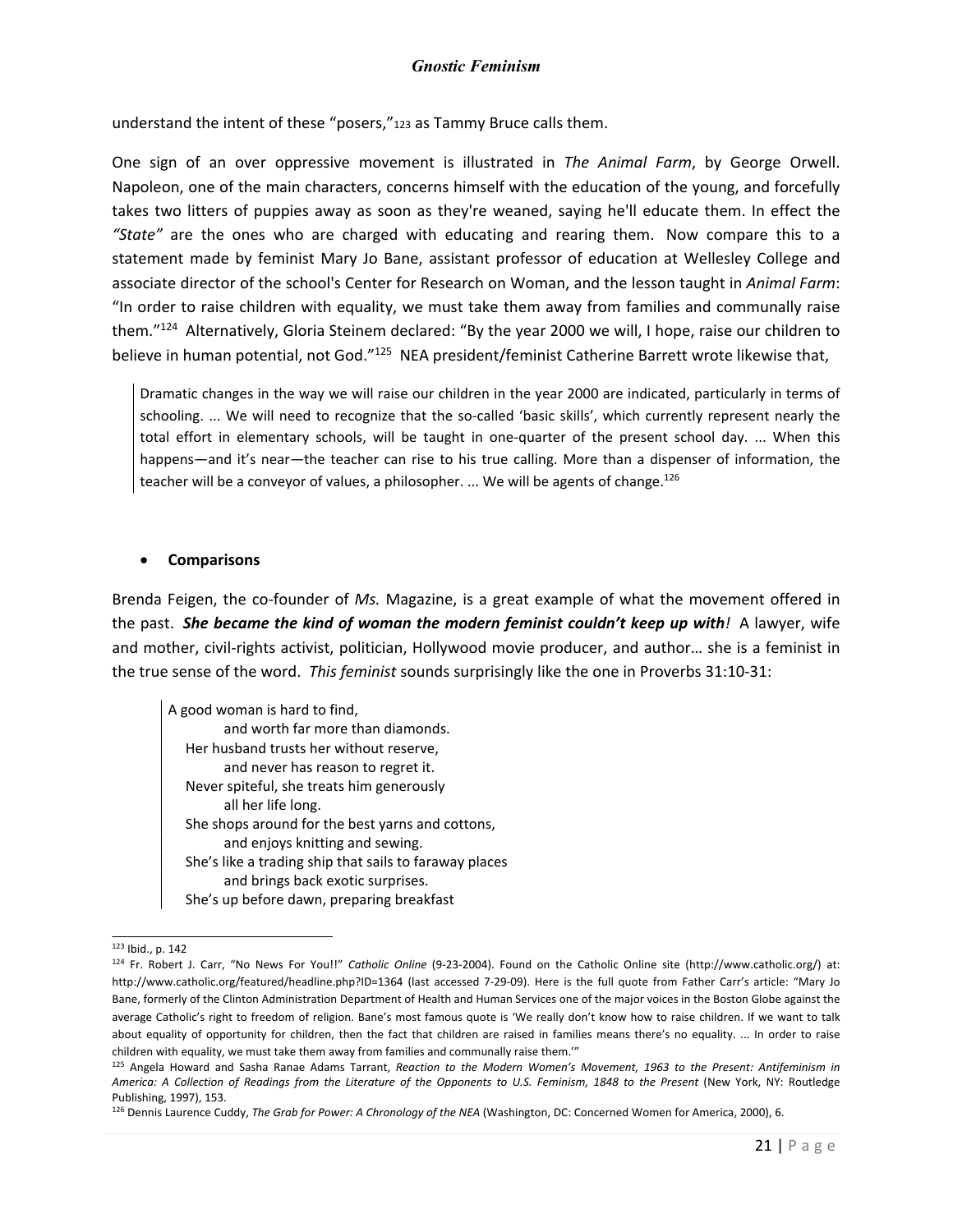understand the intent of these "posers,"[123] as Tammy Bruce calls them.

One sign of an over oppressive movement is illustrated in *The Animal Farm*, by George Orwell. Napoleon, one of the main characters, concerns himself with the education of the young, and forcefully takes two litters of puppies away as soon as they're weaned, saying he'll educate them. In effect the *"State"* are the ones who are charged with educating and rearing them. Now compare this to a statement made by feminist Mary Jo Bane, assistant professor of education at Wellesley College and associate director of the school's Center for Research on Woman, and the lesson taught in *Animal Farm*: "In order to raise children with equality, we must take them away from families and communally raise them."[124] Alternatively, Gloria Steinem declared: "By the year 2000 we will, I hope, raise our children to believe in human potential, not God."[125] NEA president/feminist Catherine Barrett wrote likewise that,

> Dramatic changes in the way we will raise our children in the year 2000 are indicated, particularly in terms of schooling. ... We will need to recognize that the so-called 'basic skills', which currently represent nearly the total effort in elementary schools, will be taught in one-quarter of the present school day. ... When this happens—and it's near—the teacher can rise to his true calling. More than a dispenser of information, the teacher will be a conveyor of values, a philosopher. ... We will be agents of change.[126]

- **Comparisons**

Brenda Feigen, the co-founder of *Ms.* Magazine, is a great example of what the movement offered in the past. ***She became the kind of woman the modern feminist couldn't keep up with!*** A lawyer, wife and mother, civil-rights activist, politician, Hollywood movie producer, and author… she is a feminist in the true sense of the word. *This feminist* sounds surprisingly like the one in Proverbs 31:10-31:

> A good woman is hard to find,
> and worth far more than diamonds.
> Her husband trusts her without reserve,
> and never has reason to regret it.
> Never spiteful, she treats him generously
> all her life long.
> She shops around for the best yarns and cottons,
> and enjoys knitting and sewing.
> She's like a trading ship that sails to faraway places
> and brings back exotic surprises.
> She's up before dawn, preparing breakfast

---

[123] Ibid., p. 142

[124] Fr. Robert J. Carr, "No News For You!!" *Catholic Online* (9-23-2004). Found on the Catholic Online site (http://www.catholic.org/) at: http://www.catholic.org/featured/headline.php?ID=1364 (last accessed 7-29-09). Here is the full quote from Father Carr's article: "Mary Jo Bane, formerly of the Clinton Administration Department of Health and Human Services one of the major voices in the Boston Globe against the average Catholic's right to freedom of religion. Bane's most famous quote is 'We really don't know how to raise children. If we want to talk about equality of opportunity for children, then the fact that children are raised in families means there's no equality. ... In order to raise children with equality, we must take them away from families and communally raise them.'"

[125] Angela Howard and Sasha Ranae Adams Tarrant, *Reaction to the Modern Women's Movement, 1963 to the Present: Antifeminism in America: A Collection of Readings from the Literature of the Opponents to U.S. Feminism, 1848 to the Present* (New York, NY: Routledge Publishing, 1997), 153.

[126] Dennis Laurence Cuddy, *The Grab for Power: A Chronology of the NEA* (Washington, DC: Concerned Women for America, 2000), 6.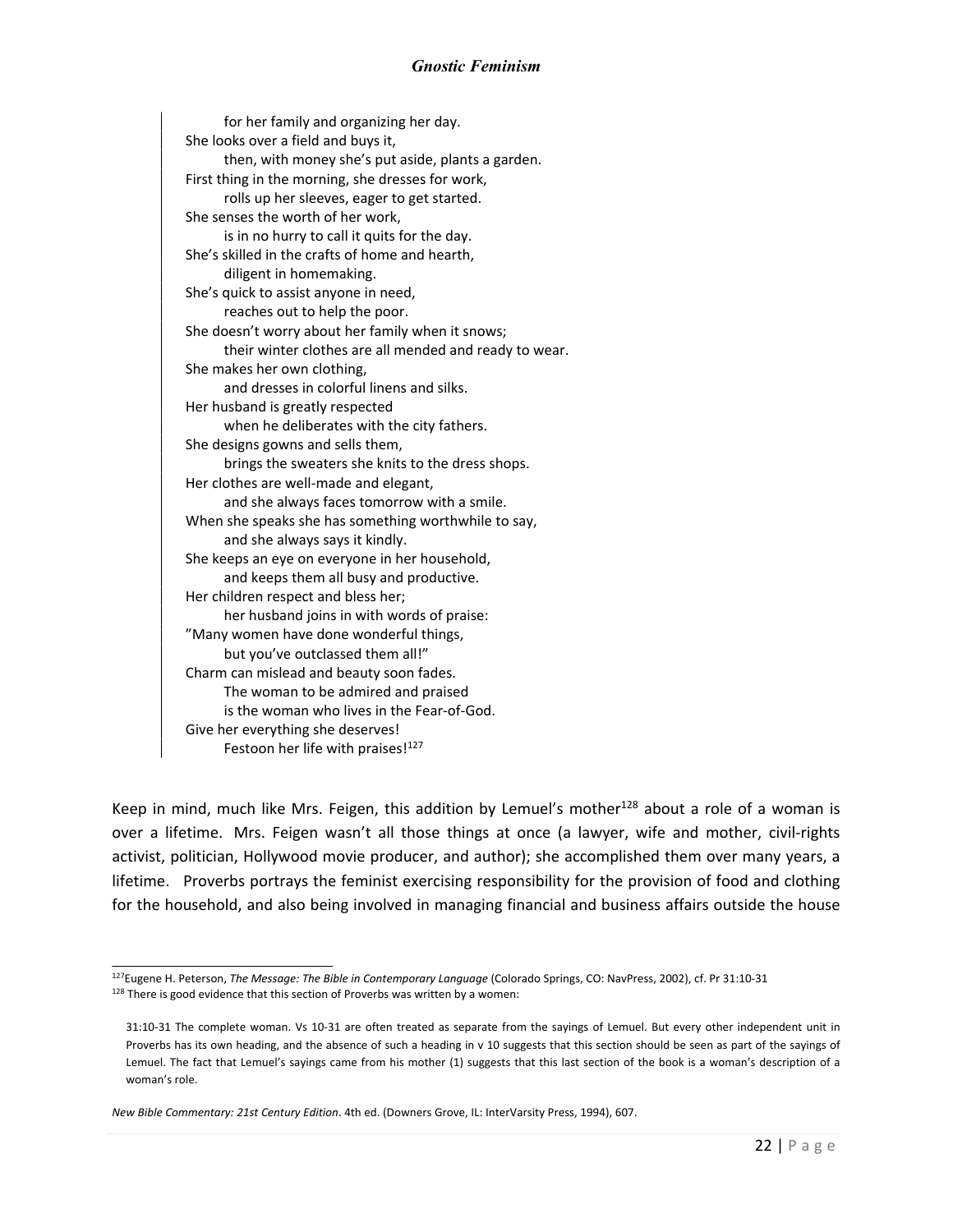> for her family and organizing her day.
> She looks over a field and buys it,
> then, with money she's put aside, plants a garden.
> First thing in the morning, she dresses for work,
> rolls up her sleeves, eager to get started.
> She senses the worth of her work,
> is in no hurry to call it quits for the day.
> She's skilled in the crafts of home and hearth,
> diligent in homemaking.
> She's quick to assist anyone in need,
> reaches out to help the poor.
> She doesn't worry about her family when it snows;
> their winter clothes are all mended and ready to wear.
> She makes her own clothing,
> and dresses in colorful linens and silks.
> Her husband is greatly respected
> when he deliberates with the city fathers.
> She designs gowns and sells them,
> brings the sweaters she knits to the dress shops.
> Her clothes are well-made and elegant,
> and she always faces tomorrow with a smile.
> When she speaks she has something worthwhile to say,
> and she always says it kindly.
> She keeps an eye on everyone in her household,
> and keeps them all busy and productive.
> Her children respect and bless her;
> her husband joins in with words of praise:
> "Many women have done wonderful things,
> but you've outclassed them all!"
> Charm can mislead and beauty soon fades.
> The woman to be admired and praised
> is the woman who lives in the Fear-of-God.
> Give her everything she deserves!
> Festoon her life with praises![127]

Keep in mind, much like Mrs. Feigen, this addition by Lemuel's mother[128] about a role of a woman is over a lifetime. Mrs. Feigen wasn't all those things at once (a lawyer, wife and mother, civil-rights activist, politician, Hollywood movie producer, and author); she accomplished them over many years, a lifetime. Proverbs portrays the feminist exercising responsibility for the provision of food and clothing for the household, and also being involved in managing financial and business affairs outside the house

---

[127] Eugene H. Peterson, *The Message: The Bible in Contemporary Language* (Colorado Springs, CO: NavPress, 2002), cf. Pr 31:10-31

[128] There is good evidence that this section of Proverbs was written by a women:

> 31:10-31 The complete woman. Vs 10-31 are often treated as separate from the sayings of Lemuel. But every other independent unit in Proverbs has its own heading, and the absence of such a heading in v 10 suggests that this section should be seen as part of the sayings of Lemuel. The fact that Lemuel's sayings came from his mother (1) suggests that this last section of the book is a woman's description of a woman's role.

*New Bible Commentary: 21st Century Edition*. 4th ed. (Downers Grove, IL: InterVarsity Press, 1994), 607.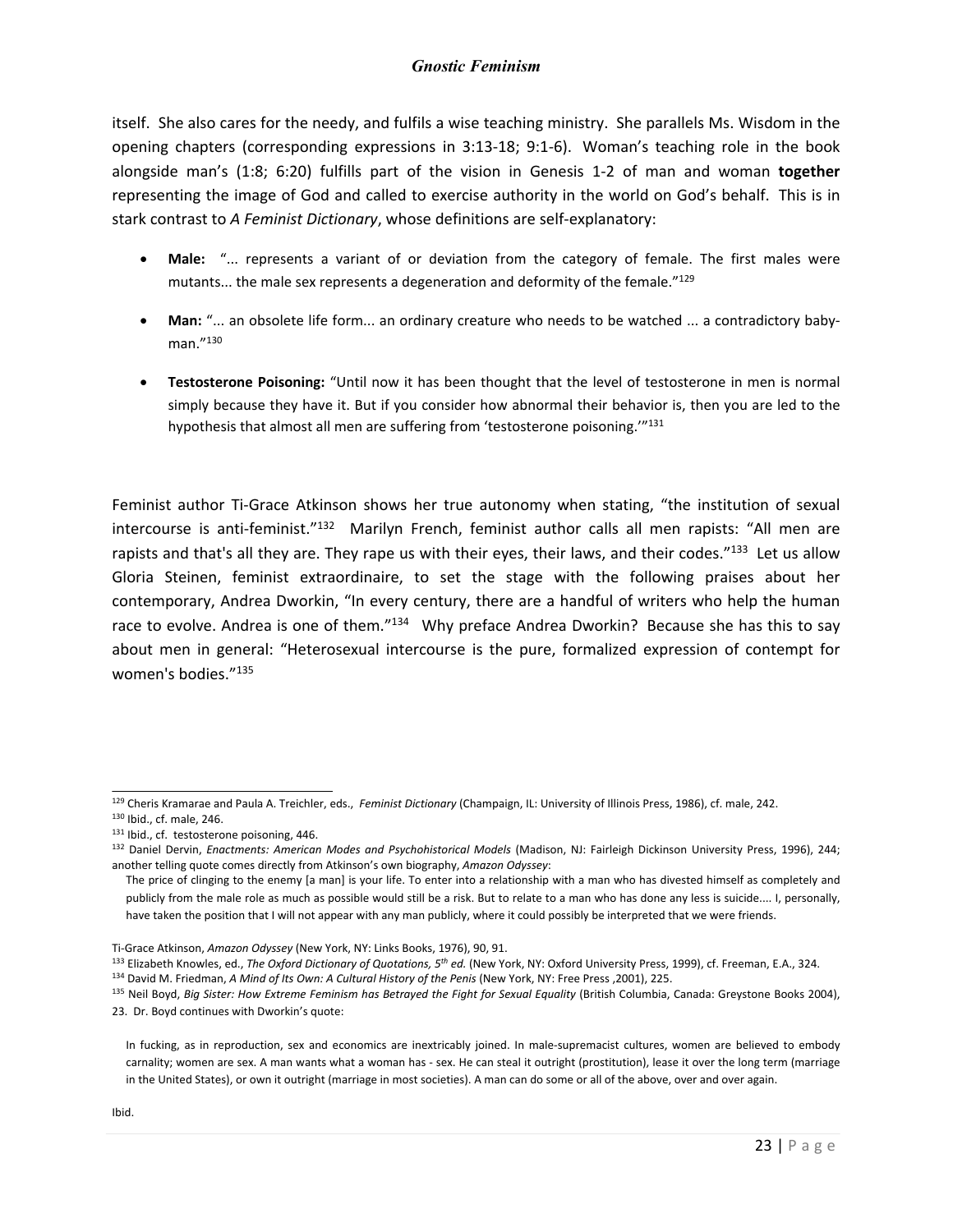itself. She also cares for the needy, and fulfils a wise teaching ministry. She parallels Ms. Wisdom in the opening chapters (corresponding expressions in 3:13-18; 9:1-6). Woman's teaching role in the book alongside man's (1:8; 6:20) fulfills part of the vision in Genesis 1-2 of man and woman **together** representing the image of God and called to exercise authority in the world on God's behalf. This is in stark contrast to *A Feminist Dictionary*, whose definitions are self-explanatory:

- **Male:** "... represents a variant of or deviation from the category of female. The first males were mutants... the male sex represents a degeneration and deformity of the female."[129]

- **Man:** "... an obsolete life form... an ordinary creature who needs to be watched ... a contradictory baby-man."[130]

- **Testosterone Poisoning:** "Until now it has been thought that the level of testosterone in men is normal simply because they have it. But if you consider how abnormal their behavior is, then you are led to the hypothesis that almost all men are suffering from 'testosterone poisoning.'"[131]

Feminist author Ti-Grace Atkinson shows her true autonomy when stating, "the institution of sexual intercourse is anti-feminist."[132] Marilyn French, feminist author calls all men rapists: "All men are rapists and that's all they are. They rape us with their eyes, their laws, and their codes."[133] Let us allow Gloria Steinen, feminist extraordinaire, to set the stage with the following praises about her contemporary, Andrea Dworkin, "In every century, there are a handful of writers who help the human race to evolve. Andrea is one of them."[134] Why preface Andrea Dworkin? Because she has this to say about men in general: "Heterosexual intercourse is the pure, formalized expression of contempt for women's bodies."[135]

---

[129] Cheris Kramarae and Paula A. Treichler, eds., *Feminist Dictionary* (Champaign, IL: University of Illinois Press, 1986), cf. male, 242.

[130] Ibid., cf. male, 246.

[131] Ibid., cf. testosterone poisoning, 446.

[132] Daniel Dervin, *Enactments: American Modes and Psychohistorical Models* (Madison, NJ: Fairleigh Dickinson University Press, 1996), 244; another telling quote comes directly from Atkinson's own biography, *Amazon Odyssey*:

> The price of clinging to the enemy [a man] is your life. To enter into a relationship with a man who has divested himself as completely and publicly from the male role as much as possible would still be a risk. But to relate to a man who has done any less is suicide.... I, personally, have taken the position that I will not appear with any man publicly, where it could possibly be interpreted that we were friends.

Ti-Grace Atkinson, *Amazon Odyssey* (New York, NY: Links Books, 1976), 90, 91.

[133] Elizabeth Knowles, ed., *The Oxford Dictionary of Quotations, 5th ed.* (New York, NY: Oxford University Press, 1999), cf. Freeman, E.A., 324.

[134] David M. Friedman, *A Mind of Its Own: A Cultural History of the Penis* (New York, NY: Free Press ,2001), 225.

[135] Neil Boyd, *Big Sister: How Extreme Feminism has Betrayed the Fight for Sexual Equality* (British Columbia, Canada: Greystone Books 2004), 23. Dr. Boyd continues with Dworkin's quote:

> In fucking, as in reproduction, sex and economics are inextricably joined. In male-supremacist cultures, women are believed to embody carnality; women are sex. A man wants what a woman has - sex. He can steal it outright (prostitution), lease it over the long term (marriage in the United States), or own it outright (marriage in most societies). A man can do some or all of the above, over and over again.

Ibid.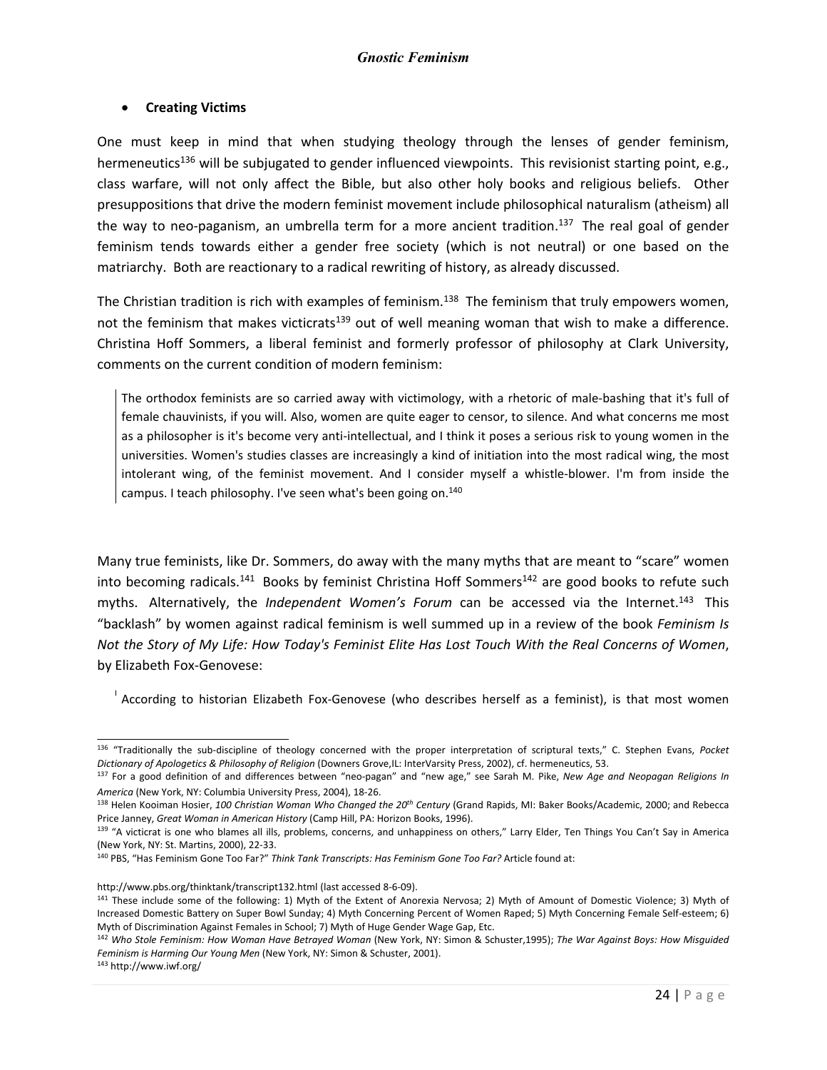- **Creating Victims**

One must keep in mind that when studying theology through the lenses of gender feminism, hermeneutics[136] will be subjugated to gender influenced viewpoints. This revisionist starting point, e.g., class warfare, will not only affect the Bible, but also other holy books and religious beliefs. Other presuppositions that drive the modern feminist movement include philosophical naturalism (atheism) all the way to neo-paganism, an umbrella term for a more ancient tradition.[137] The real goal of gender feminism tends towards either a gender free society (which is not neutral) or one based on the matriarchy. Both are reactionary to a radical rewriting of history, as already discussed.

The Christian tradition is rich with examples of feminism.[138] The feminism that truly empowers women, not the feminism that makes victicrats[139] out of well meaning woman that wish to make a difference. Christina Hoff Sommers, a liberal feminist and formerly professor of philosophy at Clark University, comments on the current condition of modern feminism:

> The orthodox feminists are so carried away with victimology, with a rhetoric of male-bashing that it's full of female chauvinists, if you will. Also, women are quite eager to censor, to silence. And what concerns me most as a philosopher is it's become very anti-intellectual, and I think it poses a serious risk to young women in the universities. Women's studies classes are increasingly a kind of initiation into the most radical wing, the most intolerant wing, of the feminist movement. And I consider myself a whistle-blower. I'm from inside the campus. I teach philosophy. I've seen what's been going on.[140]

Many true feminists, like Dr. Sommers, do away with the many myths that are meant to "scare" women into becoming radicals.[141] Books by feminist Christina Hoff Sommers[142] are good books to refute such myths. Alternatively, the *Independent Women's Forum* can be accessed via the Internet.[143] This "backlash" by women against radical feminism is well summed up in a review of the book *Feminism Is Not the Story of My Life: How Today's Feminist Elite Has Lost Touch With the Real Concerns of Women*, by Elizabeth Fox-Genovese:

> According to historian Elizabeth Fox-Genovese (who describes herself as a feminist), is that most women

---

[136] "Traditionally the sub-discipline of theology concerned with the proper interpretation of scriptural texts," C. Stephen Evans, *Pocket Dictionary of Apologetics & Philosophy of Religion* (Downers Grove,IL: InterVarsity Press, 2002), cf. hermeneutics, 53.

[137] For a good definition of and differences between "neo-pagan" and "new age," see Sarah M. Pike, *New Age and Neopagan Religions In America* (New York, NY: Columbia University Press, 2004), 18-26.

[138] Helen Kooiman Hosier, *100 Christian Woman Who Changed the 20th Century* (Grand Rapids, MI: Baker Books/Academic, 2000; and Rebecca Price Janney, *Great Woman in American History* (Camp Hill, PA: Horizon Books, 1996).

[139] "A victicrat is one who blames all ills, problems, concerns, and unhappiness on others," Larry Elder, Ten Things You Can't Say in America (New York, NY: St. Martins, 2000), 22-33.

[140] PBS, "Has Feminism Gone Too Far?" *Think Tank Transcripts: Has Feminism Gone Too Far?* Article found at:

http://www.pbs.org/thinktank/transcript132.html (last accessed 8-6-09).

[141] These include some of the following: 1) Myth of the Extent of Anorexia Nervosa; 2) Myth of Amount of Domestic Violence; 3) Myth of Increased Domestic Battery on Super Bowl Sunday; 4) Myth Concerning Percent of Women Raped; 5) Myth Concerning Female Self-esteem; 6) Myth of Discrimination Against Females in School; 7) Myth of Huge Gender Wage Gap, Etc.

[142] *Who Stole Feminism: How Woman Have Betrayed Woman* (New York, NY: Simon & Schuster,1995); *The War Against Boys: How Misguided Feminism is Harming Our Young Men* (New York, NY: Simon & Schuster, 2001).

[143] http://www.iwf.org/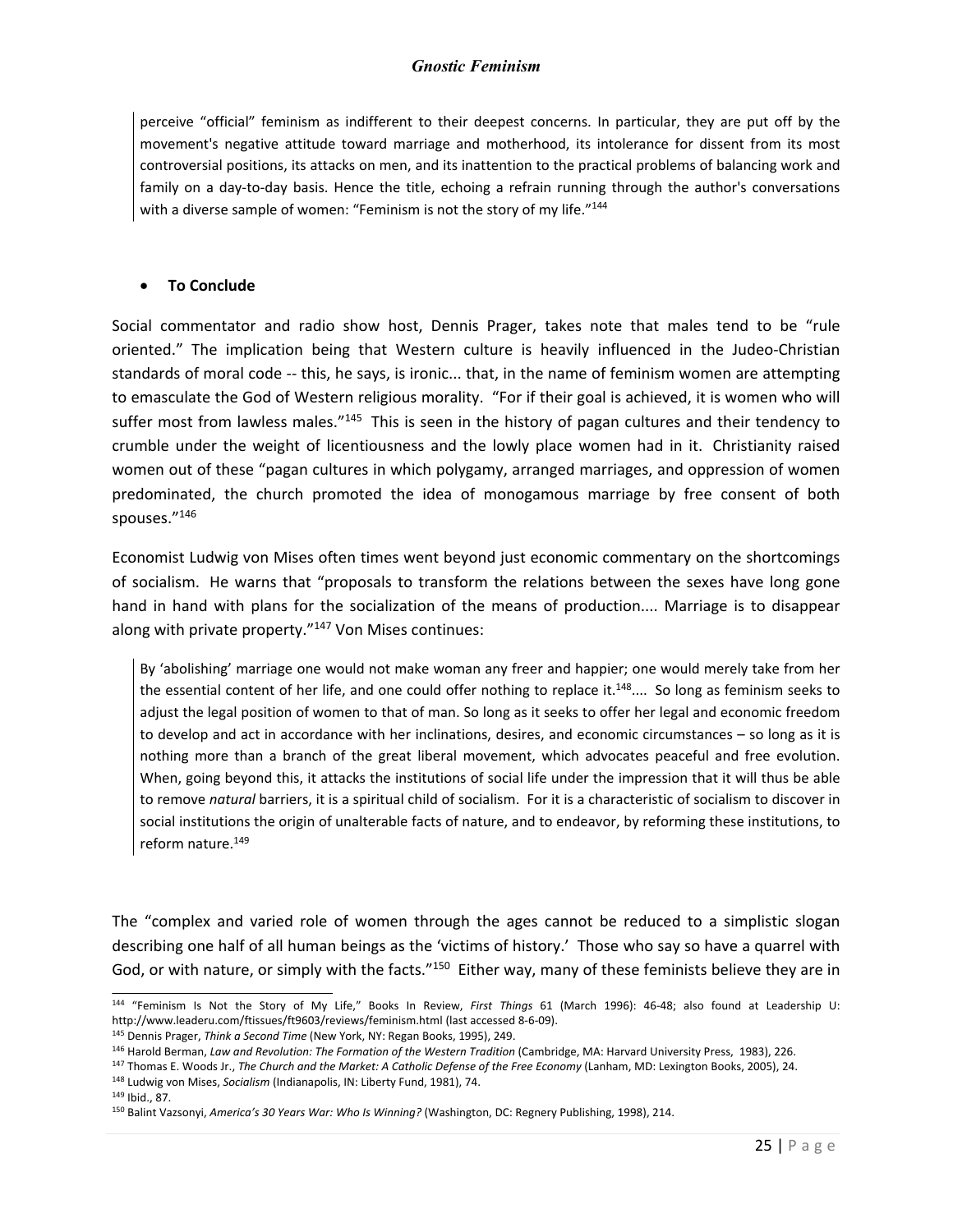> perceive "official" feminism as indifferent to their deepest concerns. In particular, they are put off by the movement's negative attitude toward marriage and motherhood, its intolerance for dissent from its most controversial positions, its attacks on men, and its inattention to the practical problems of balancing work and family on a day-to-day basis. Hence the title, echoing a refrain running through the author's conversations with a diverse sample of women: "Feminism is not the story of my life."[144]

- **To Conclude**

Social commentator and radio show host, Dennis Prager, takes note that males tend to be "rule oriented." The implication being that Western culture is heavily influenced in the Judeo-Christian standards of moral code -- this, he says, is ironic... that, in the name of feminism women are attempting to emasculate the God of Western religious morality. "For if their goal is achieved, it is women who will suffer most from lawless males."[145] This is seen in the history of pagan cultures and their tendency to crumble under the weight of licentiousness and the lowly place women had in it. Christianity raised women out of these "pagan cultures in which polygamy, arranged marriages, and oppression of women predominated, the church promoted the idea of monogamous marriage by free consent of both spouses."[146]

Economist Ludwig von Mises often times went beyond just economic commentary on the shortcomings of socialism. He warns that "proposals to transform the relations between the sexes have long gone hand in hand with plans for the socialization of the means of production.... Marriage is to disappear along with private property."[147] Von Mises continues:

> By 'abolishing' marriage one would not make woman any freer and happier; one would merely take from her the essential content of her life, and one could offer nothing to replace it.[148].... So long as feminism seeks to adjust the legal position of women to that of man. So long as it seeks to offer her legal and economic freedom to develop and act in accordance with her inclinations, desires, and economic circumstances – so long as it is nothing more than a branch of the great liberal movement, which advocates peaceful and free evolution. When, going beyond this, it attacks the institutions of social life under the impression that it will thus be able to remove *natural* barriers, it is a spiritual child of socialism. For it is a characteristic of socialism to discover in social institutions the origin of unalterable facts of nature, and to endeavor, by reforming these institutions, to reform nature.[149]

The "complex and varied role of women through the ages cannot be reduced to a simplistic slogan describing one half of all human beings as the 'victims of history.' Those who say so have a quarrel with God, or with nature, or simply with the facts."[150] Either way, many of these feminists believe they are in

---

[144] "Feminism Is Not the Story of My Life," Books In Review, *First Things* 61 (March 1996): 46-48; also found at Leadership U: http://www.leaderu.com/ftissues/ft9603/reviews/feminism.html (last accessed 8-6-09).

[145] Dennis Prager, *Think a Second Time* (New York, NY: Regan Books, 1995), 249.

[146] Harold Berman, *Law and Revolution: The Formation of the Western Tradition* (Cambridge, MA: Harvard University Press, 1983), 226.

[147] Thomas E. Woods Jr., *The Church and the Market: A Catholic Defense of the Free Economy* (Lanham, MD: Lexington Books, 2005), 24.

[148] Ludwig von Mises, *Socialism* (Indianapolis, IN: Liberty Fund, 1981), 74.

[149] Ibid., 87.

[150] Balint Vazsonyi, *America's 30 Years War: Who Is Winning?* (Washington, DC: Regnery Publishing, 1998), 214.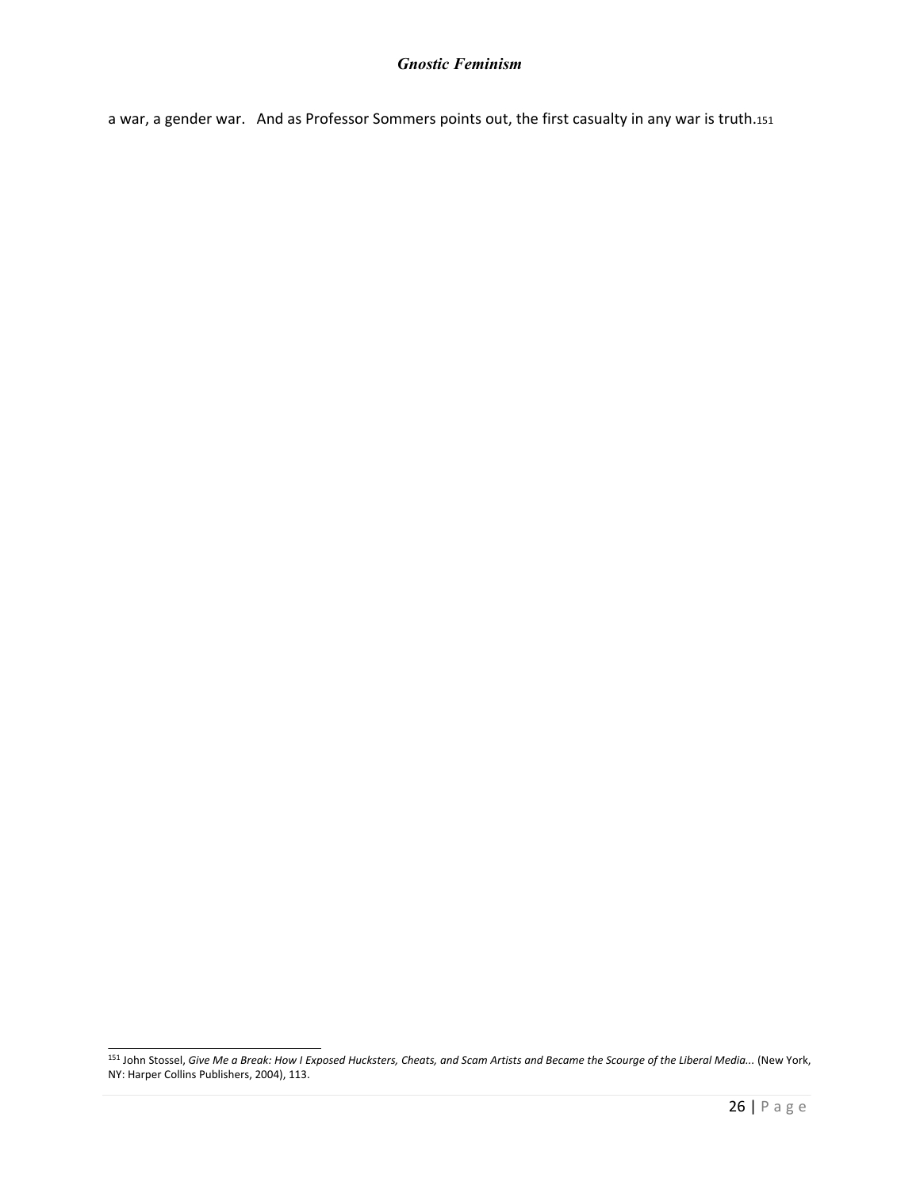a war, a gender war. And as Professor Sommers points out, the first casualty in any war is truth.[151]

---

[151] John Stossel, *Give Me a Break: How I Exposed Hucksters, Cheats, and Scam Artists and Became the Scourge of the Liberal Media...* (New York, NY: Harper Collins Publishers, 2004), 113.